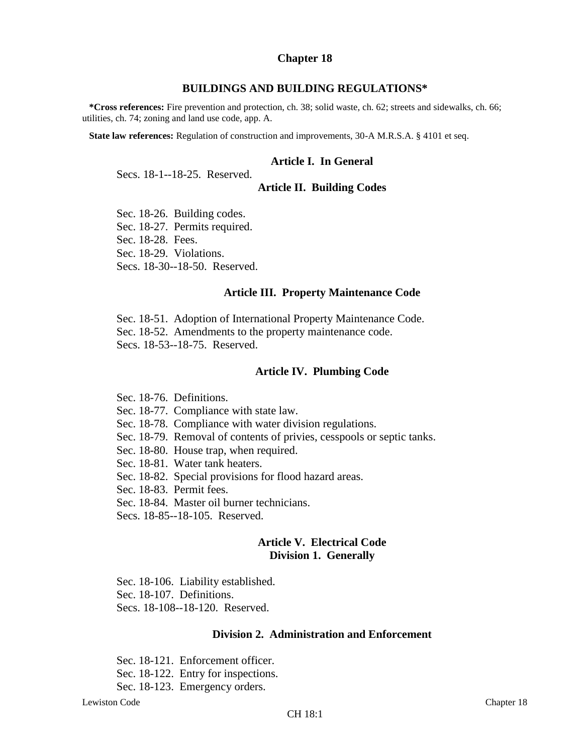# Chapter 18

## BUILDINGS AND BUILDING REGULATIONS*

**\*Cross references:** Fire prevention and protection, ch. 38; solid waste, ch. 62; streets and sidewalks, ch. 66; utilities, ch. 74; zoning and land use code, app. A.

**State law references:** Regulation of construction and improvements, 30-A M.R.S.A. § 4101 et seq.

### Article I. In General

Secs. 18-1--18-25. Reserved.

### Article II. Building Codes

Sec. 18-26. Building codes.
Sec. 18-27. Permits required.
Sec. 18-28. Fees.
Sec. 18-29. Violations.
Secs. 18-30--18-50. Reserved.

### Article III. Property Maintenance Code

Sec. 18-51. Adoption of International Property Maintenance Code.
Sec. 18-52. Amendments to the property maintenance code.
Secs. 18-53--18-75. Reserved.

### Article IV. Plumbing Code

Sec. 18-76. Definitions.
Sec. 18-77. Compliance with state law.
Sec. 18-78. Compliance with water division regulations.
Sec. 18-79. Removal of contents of privies, cesspools or septic tanks.
Sec. 18-80. House trap, when required.
Sec. 18-81. Water tank heaters.
Sec. 18-82. Special provisions for flood hazard areas.
Sec. 18-83. Permit fees.
Sec. 18-84. Master oil burner technicians.
Secs. 18-85--18-105. Reserved.

### Article V. Electrical Code

#### Division 1. Generally

Sec. 18-106. Liability established.
Sec. 18-107. Definitions.
Secs. 18-108--18-120. Reserved.

#### Division 2. Administration and Enforcement

Sec. 18-121. Enforcement officer.
Sec. 18-122. Entry for inspections.
Sec. 18-123. Emergency orders.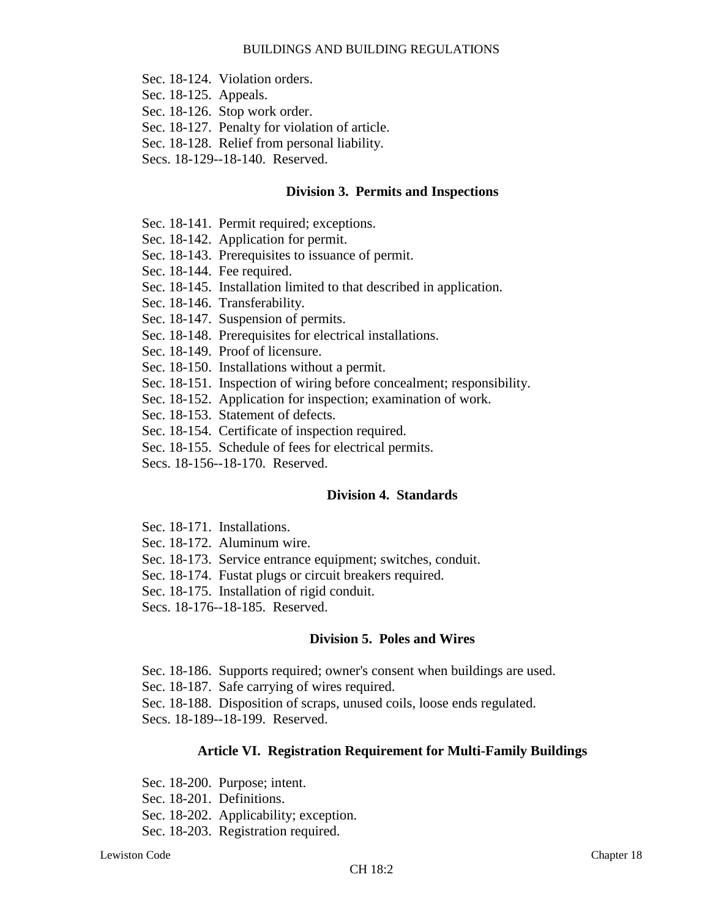Sec. 18-124. Violation orders.
Sec. 18-125. Appeals.
Sec. 18-126. Stop work order.
Sec. 18-127. Penalty for violation of article.
Sec. 18-128. Relief from personal liability.
Secs. 18-129--18-140. Reserved.

### Division 3. Permits and Inspections

Sec. 18-141. Permit required; exceptions.
Sec. 18-142. Application for permit.
Sec. 18-143. Prerequisites to issuance of permit.
Sec. 18-144. Fee required.
Sec. 18-145. Installation limited to that described in application.
Sec. 18-146. Transferability.
Sec. 18-147. Suspension of permits.
Sec. 18-148. Prerequisites for electrical installations.
Sec. 18-149. Proof of licensure.
Sec. 18-150. Installations without a permit.
Sec. 18-151. Inspection of wiring before concealment; responsibility.
Sec. 18-152. Application for inspection; examination of work.
Sec. 18-153. Statement of defects.
Sec. 18-154. Certificate of inspection required.
Sec. 18-155. Schedule of fees for electrical permits.
Secs. 18-156--18-170. Reserved.

### Division 4. Standards

Sec. 18-171. Installations.
Sec. 18-172. Aluminum wire.
Sec. 18-173. Service entrance equipment; switches, conduit.
Sec. 18-174. Fustat plugs or circuit breakers required.
Sec. 18-175. Installation of rigid conduit.
Secs. 18-176--18-185. Reserved.

### Division 5. Poles and Wires

Sec. 18-186. Supports required; owner's consent when buildings are used.
Sec. 18-187. Safe carrying of wires required.
Sec. 18-188. Disposition of scraps, unused coils, loose ends regulated.
Secs. 18-189--18-199. Reserved.

## Article VI. Registration Requirement for Multi-Family Buildings

Sec. 18-200. Purpose; intent.
Sec. 18-201. Definitions.
Sec. 18-202. Applicability; exception.
Sec. 18-203. Registration required.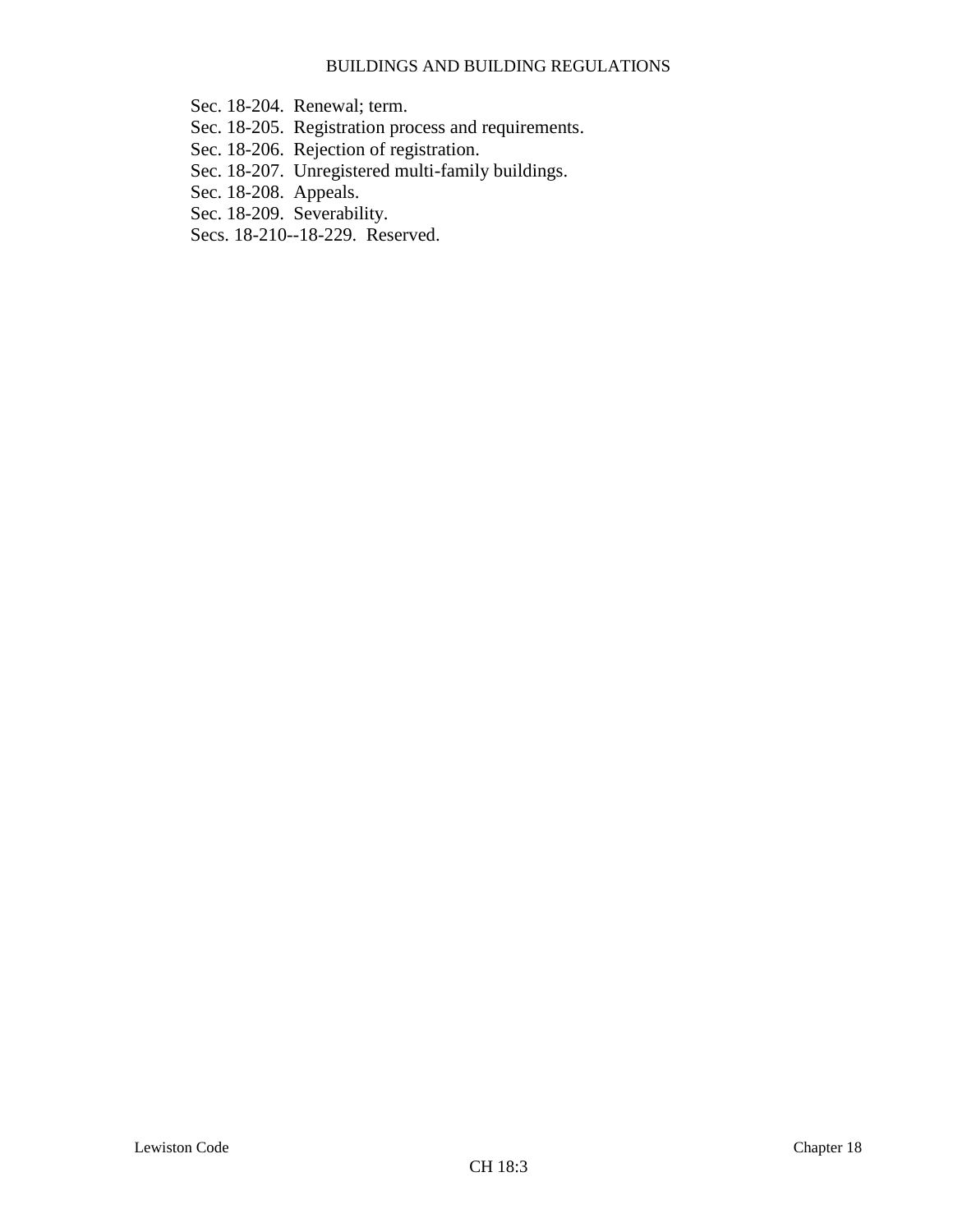Sec. 18-204. Renewal; term.
Sec. 18-205. Registration process and requirements.
Sec. 18-206. Rejection of registration.
Sec. 18-207. Unregistered multi-family buildings.
Sec. 18-208. Appeals.
Sec. 18-209. Severability.
Secs. 18-210--18-229. Reserved.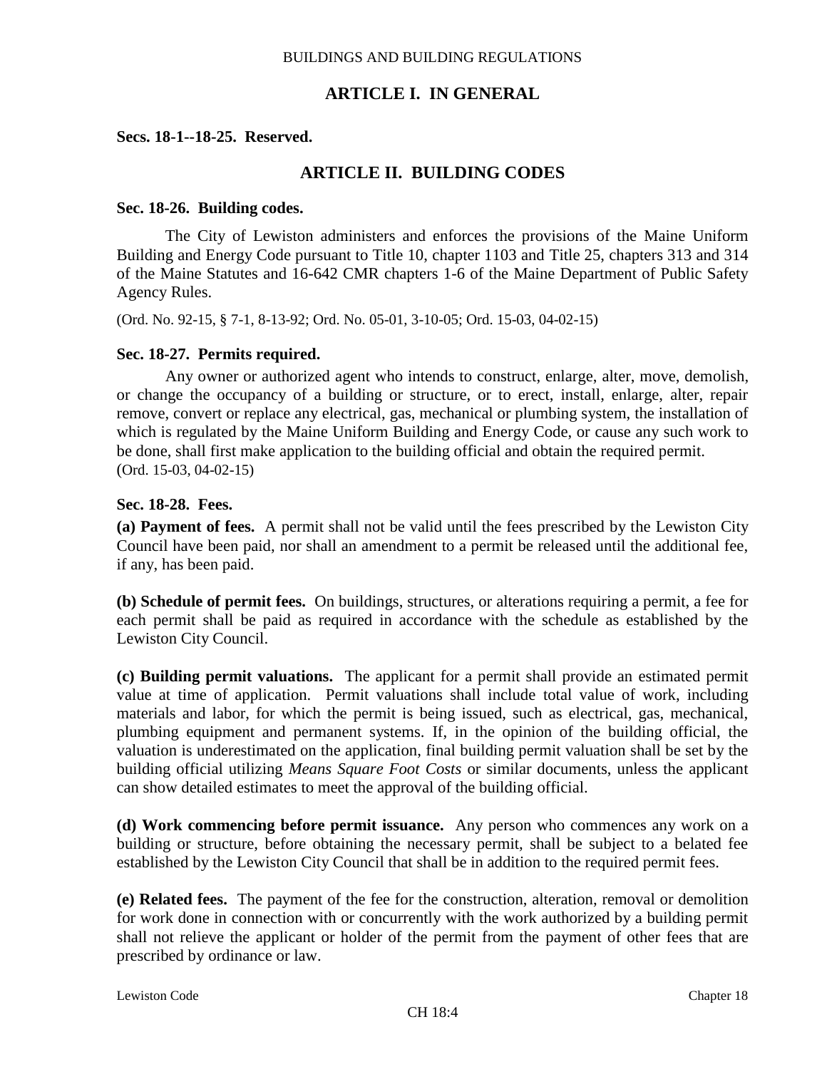# ARTICLE I. IN GENERAL

**Secs. 18-1--18-25. Reserved.**

# ARTICLE II. BUILDING CODES

### Sec. 18-26. Building codes.

The City of Lewiston administers and enforces the provisions of the Maine Uniform Building and Energy Code pursuant to Title 10, chapter 1103 and Title 25, chapters 313 and 314 of the Maine Statutes and 16-642 CMR chapters 1-6 of the Maine Department of Public Safety Agency Rules.

(Ord. No. 92-15, § 7-1, 8-13-92; Ord. No. 05-01, 3-10-05; Ord. 15-03, 04-02-15)

### Sec. 18-27. Permits required.

Any owner or authorized agent who intends to construct, enlarge, alter, move, demolish, or change the occupancy of a building or structure, or to erect, install, enlarge, alter, repair remove, convert or replace any electrical, gas, mechanical or plumbing system, the installation of which is regulated by the Maine Uniform Building and Energy Code, or cause any such work to be done, shall first make application to the building official and obtain the required permit.
(Ord. 15-03, 04-02-15)

### Sec. 18-28. Fees.

**(a) Payment of fees.** A permit shall not be valid until the fees prescribed by the Lewiston City Council have been paid, nor shall an amendment to a permit be released until the additional fee, if any, has been paid.

**(b) Schedule of permit fees.** On buildings, structures, or alterations requiring a permit, a fee for each permit shall be paid as required in accordance with the schedule as established by the Lewiston City Council.

**(c) Building permit valuations.** The applicant for a permit shall provide an estimated permit value at time of application. Permit valuations shall include total value of work, including materials and labor, for which the permit is being issued, such as electrical, gas, mechanical, plumbing equipment and permanent systems. If, in the opinion of the building official, the valuation is underestimated on the application, final building permit valuation shall be set by the building official utilizing *Means Square Foot Costs* or similar documents, unless the applicant can show detailed estimates to meet the approval of the building official.

**(d) Work commencing before permit issuance.** Any person who commences any work on a building or structure, before obtaining the necessary permit, shall be subject to a belated fee established by the Lewiston City Council that shall be in addition to the required permit fees.

**(e) Related fees.** The payment of the fee for the construction, alteration, removal or demolition for work done in connection with or concurrently with the work authorized by a building permit shall not relieve the applicant or holder of the permit from the payment of other fees that are prescribed by ordinance or law.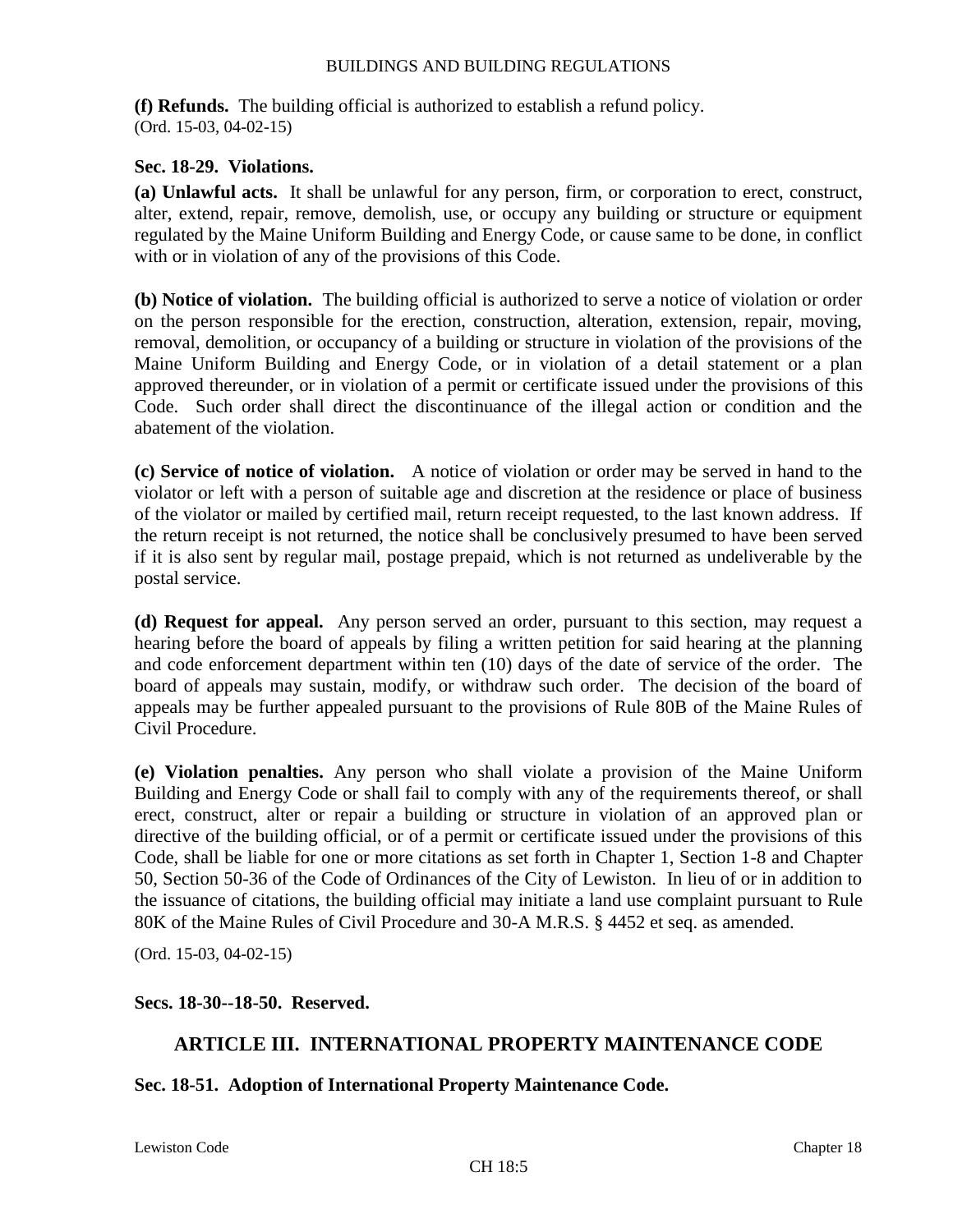**(f) Refunds.** The building official is authorized to establish a refund policy.
(Ord. 15-03, 04-02-15)

### Sec. 18-29. Violations.

**(a) Unlawful acts.** It shall be unlawful for any person, firm, or corporation to erect, construct, alter, extend, repair, remove, demolish, use, or occupy any building or structure or equipment regulated by the Maine Uniform Building and Energy Code, or cause same to be done, in conflict with or in violation of any of the provisions of this Code.

**(b) Notice of violation.** The building official is authorized to serve a notice of violation or order on the person responsible for the erection, construction, alteration, extension, repair, moving, removal, demolition, or occupancy of a building or structure in violation of the provisions of the Maine Uniform Building and Energy Code, or in violation of a detail statement or a plan approved thereunder, or in violation of a permit or certificate issued under the provisions of this Code. Such order shall direct the discontinuance of the illegal action or condition and the abatement of the violation.

**(c) Service of notice of violation.** A notice of violation or order may be served in hand to the violator or left with a person of suitable age and discretion at the residence or place of business of the violator or mailed by certified mail, return receipt requested, to the last known address. If the return receipt is not returned, the notice shall be conclusively presumed to have been served if it is also sent by regular mail, postage prepaid, which is not returned as undeliverable by the postal service.

**(d) Request for appeal.** Any person served an order, pursuant to this section, may request a hearing before the board of appeals by filing a written petition for said hearing at the planning and code enforcement department within ten (10) days of the date of service of the order. The board of appeals may sustain, modify, or withdraw such order. The decision of the board of appeals may be further appealed pursuant to the provisions of Rule 80B of the Maine Rules of Civil Procedure.

**(e) Violation penalties.** Any person who shall violate a provision of the Maine Uniform Building and Energy Code or shall fail to comply with any of the requirements thereof, or shall erect, construct, alter or repair a building or structure in violation of an approved plan or directive of the building official, or of a permit or certificate issued under the provisions of this Code, shall be liable for one or more citations as set forth in Chapter 1, Section 1-8 and Chapter 50, Section 50-36 of the Code of Ordinances of the City of Lewiston. In lieu of or in addition to the issuance of citations, the building official may initiate a land use complaint pursuant to Rule 80K of the Maine Rules of Civil Procedure and 30-A M.R.S. § 4452 et seq. as amended.

(Ord. 15-03, 04-02-15)

### Secs. 18-30--18-50. Reserved.

## ARTICLE III. INTERNATIONAL PROPERTY MAINTENANCE CODE

### Sec. 18-51. Adoption of International Property Maintenance Code.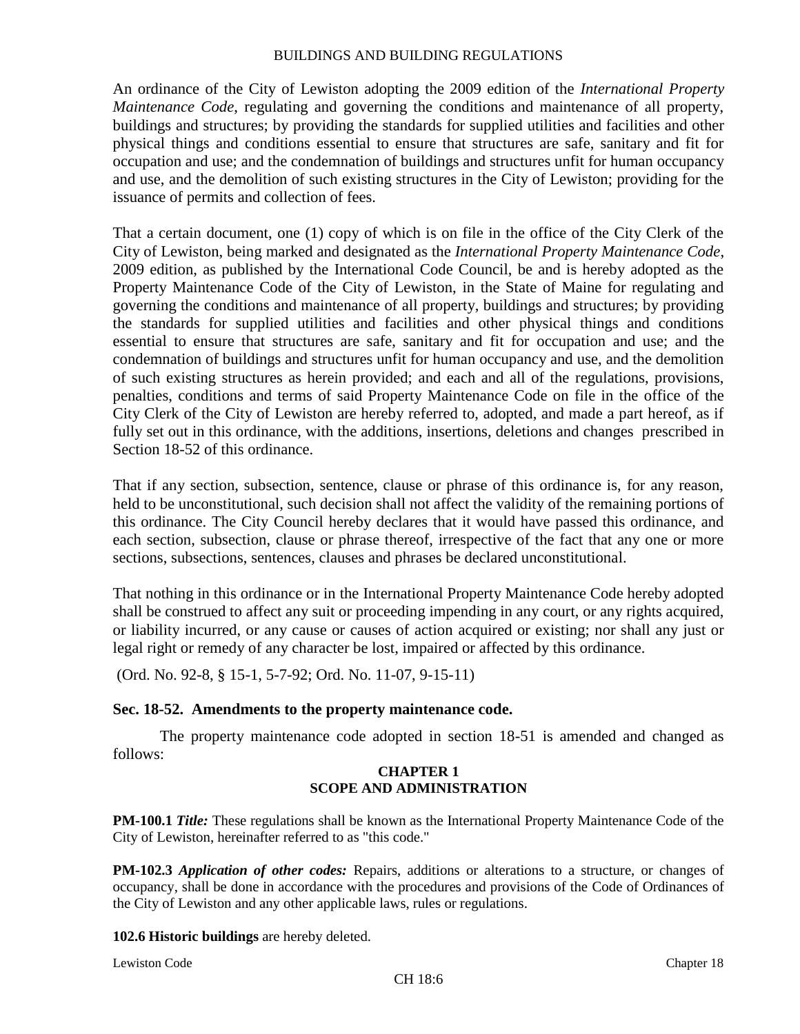An ordinance of the City of Lewiston adopting the 2009 edition of the *International Property Maintenance Code*, regulating and governing the conditions and maintenance of all property, buildings and structures; by providing the standards for supplied utilities and facilities and other physical things and conditions essential to ensure that structures are safe, sanitary and fit for occupation and use; and the condemnation of buildings and structures unfit for human occupancy and use, and the demolition of such existing structures in the City of Lewiston; providing for the issuance of permits and collection of fees.

That a certain document, one (1) copy of which is on file in the office of the City Clerk of the City of Lewiston, being marked and designated as the *International Property Maintenance Code*, 2009 edition, as published by the International Code Council, be and is hereby adopted as the Property Maintenance Code of the City of Lewiston, in the State of Maine for regulating and governing the conditions and maintenance of all property, buildings and structures; by providing the standards for supplied utilities and facilities and other physical things and conditions essential to ensure that structures are safe, sanitary and fit for occupation and use; and the condemnation of buildings and structures unfit for human occupancy and use, and the demolition of such existing structures as herein provided; and each and all of the regulations, provisions, penalties, conditions and terms of said Property Maintenance Code on file in the office of the City Clerk of the City of Lewiston are hereby referred to, adopted, and made a part hereof, as if fully set out in this ordinance, with the additions, insertions, deletions and changes prescribed in Section 18-52 of this ordinance.

That if any section, subsection, sentence, clause or phrase of this ordinance is, for any reason, held to be unconstitutional, such decision shall not affect the validity of the remaining portions of this ordinance. The City Council hereby declares that it would have passed this ordinance, and each section, subsection, clause or phrase thereof, irrespective of the fact that any one or more sections, subsections, sentences, clauses and phrases be declared unconstitutional.

That nothing in this ordinance or in the International Property Maintenance Code hereby adopted shall be construed to affect any suit or proceeding impending in any court, or any rights acquired, or liability incurred, or any cause or causes of action acquired or existing; nor shall any just or legal right or remedy of any character be lost, impaired or affected by this ordinance.

(Ord. No. 92-8, § 15-1, 5-7-92; Ord. No. 11-07, 9-15-11)

### Sec. 18-52. Amendments to the property maintenance code.

The property maintenance code adopted in section 18-51 is amended and changed as follows:

**CHAPTER 1**
**SCOPE AND ADMINISTRATION**

**PM-100.1** ***Title:*** These regulations shall be known as the International Property Maintenance Code of the City of Lewiston, hereinafter referred to as "this code."

**PM-102.3** ***Application of other codes:*** Repairs, additions or alterations to a structure, or changes of occupancy, shall be done in accordance with the procedures and provisions of the Code of Ordinances of the City of Lewiston and any other applicable laws, rules or regulations.

**102.6 Historic buildings** are hereby deleted.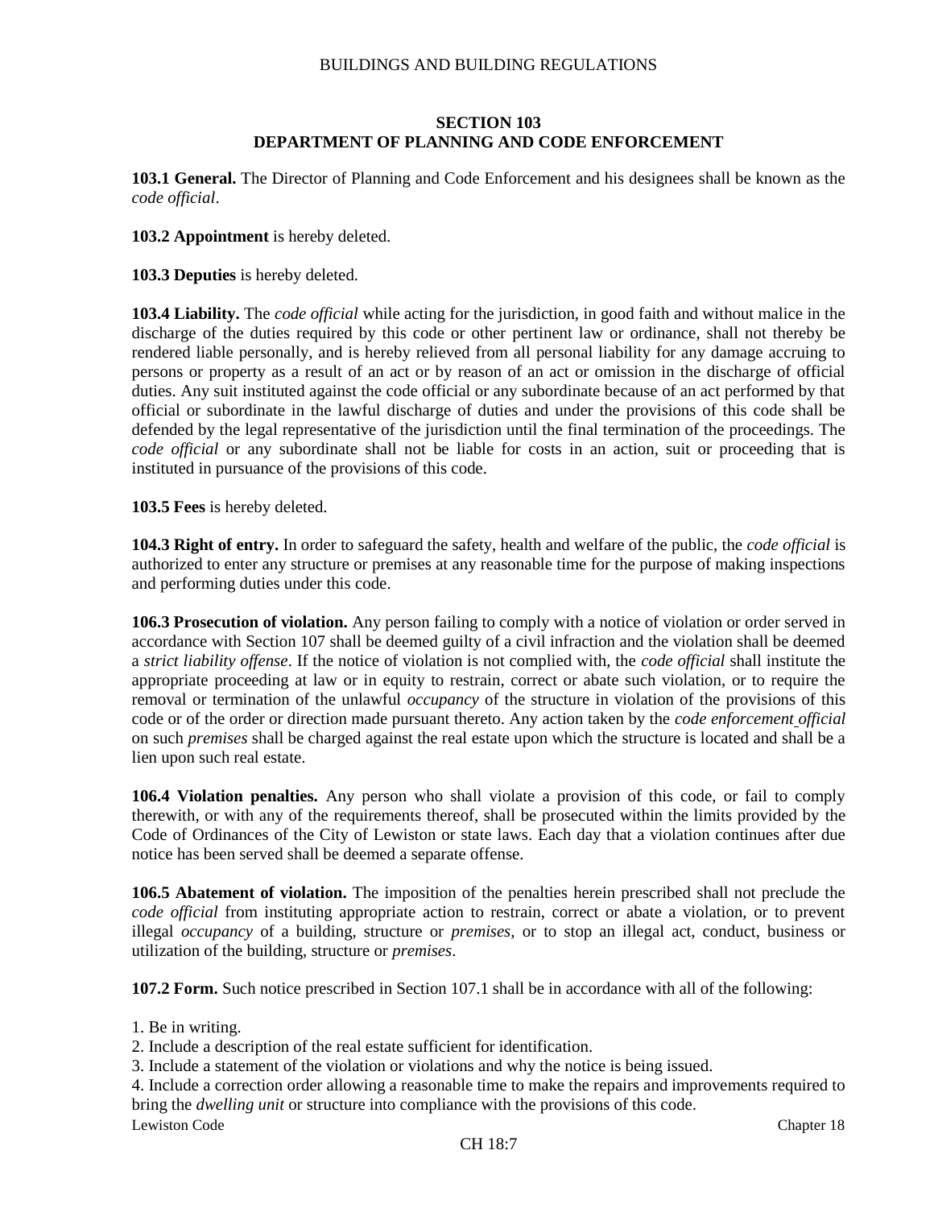## SECTION 103
## DEPARTMENT OF PLANNING AND CODE ENFORCEMENT

**103.1 General.** The Director of Planning and Code Enforcement and his designees shall be known as the *code official*.

**103.2 Appointment** is hereby deleted.

**103.3 Deputies** is hereby deleted.

**103.4 Liability.** The *code official* while acting for the jurisdiction, in good faith and without malice in the discharge of the duties required by this code or other pertinent law or ordinance, shall not thereby be rendered liable personally, and is hereby relieved from all personal liability for any damage accruing to persons or property as a result of an act or by reason of an act or omission in the discharge of official duties. Any suit instituted against the code official or any subordinate because of an act performed by that official or subordinate in the lawful discharge of duties and under the provisions of this code shall be defended by the legal representative of the jurisdiction until the final termination of the proceedings. The *code official* or any subordinate shall not be liable for costs in an action, suit or proceeding that is instituted in pursuance of the provisions of this code.

**103.5 Fees** is hereby deleted.

**104.3 Right of entry.** In order to safeguard the safety, health and welfare of the public, the *code official* is authorized to enter any structure or premises at any reasonable time for the purpose of making inspections and performing duties under this code.

**106.3 Prosecution of violation.** Any person failing to comply with a notice of violation or order served in accordance with Section 107 shall be deemed guilty of a civil infraction and the violation shall be deemed a *strict liability offense*. If the notice of violation is not complied with, the *code official* shall institute the appropriate proceeding at law or in equity to restrain, correct or abate such violation, or to require the removal or termination of the unlawful *occupancy* of the structure in violation of the provisions of this code or of the order or direction made pursuant thereto. Any action taken by the *code enforcement official* on such *premises* shall be charged against the real estate upon which the structure is located and shall be a lien upon such real estate.

**106.4 Violation penalties.** Any person who shall violate a provision of this code, or fail to comply therewith, or with any of the requirements thereof, shall be prosecuted within the limits provided by the Code of Ordinances of the City of Lewiston or state laws. Each day that a violation continues after due notice has been served shall be deemed a separate offense.

**106.5 Abatement of violation.** The imposition of the penalties herein prescribed shall not preclude the *code official* from instituting appropriate action to restrain, correct or abate a violation, or to prevent illegal *occupancy* of a building, structure or *premises*, or to stop an illegal act, conduct, business or utilization of the building, structure or *premises*.

**107.2 Form.** Such notice prescribed in Section 107.1 shall be in accordance with all of the following:

1. Be in writing.
2. Include a description of the real estate sufficient for identification.
3. Include a statement of the violation or violations and why the notice is being issued.
4. Include a correction order allowing a reasonable time to make the repairs and improvements required to bring the *dwelling unit* or structure into compliance with the provisions of this code.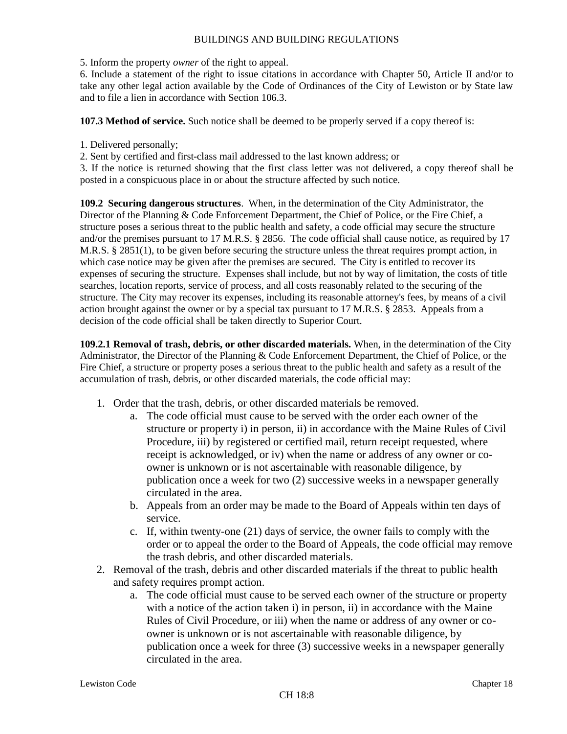5. Inform the property *owner* of the right to appeal.
6. Include a statement of the right to issue citations in accordance with Chapter 50, Article II and/or to take any other legal action available by the Code of Ordinances of the City of Lewiston or by State law and to file a lien in accordance with Section 106.3.

**107.3 Method of service.** Such notice shall be deemed to be properly served if a copy thereof is:

1. Delivered personally;
2. Sent by certified and first-class mail addressed to the last known address; or
3. If the notice is returned showing that the first class letter was not delivered, a copy thereof shall be posted in a conspicuous place in or about the structure affected by such notice.

**109.2 Securing dangerous structures**. When, in the determination of the City Administrator, the Director of the Planning & Code Enforcement Department, the Chief of Police, or the Fire Chief, a structure poses a serious threat to the public health and safety, a code official may secure the structure and/or the premises pursuant to 17 M.R.S. § 2856. The code official shall cause notice, as required by 17 M.R.S. § 2851(1), to be given before securing the structure unless the threat requires prompt action, in which case notice may be given after the premises are secured. The City is entitled to recover its expenses of securing the structure. Expenses shall include, but not by way of limitation, the costs of title searches, location reports, service of process, and all costs reasonably related to the securing of the structure. The City may recover its expenses, including its reasonable attorney's fees, by means of a civil action brought against the owner or by a special tax pursuant to 17 M.R.S. § 2853. Appeals from a decision of the code official shall be taken directly to Superior Court.

**109.2.1 Removal of trash, debris, or other discarded materials.** When, in the determination of the City Administrator, the Director of the Planning & Code Enforcement Department, the Chief of Police, or the Fire Chief, a structure or property poses a serious threat to the public health and safety as a result of the accumulation of trash, debris, or other discarded materials, the code official may:

1. Order that the trash, debris, or other discarded materials be removed.
   a. The code official must cause to be served with the order each owner of the structure or property i) in person, ii) in accordance with the Maine Rules of Civil Procedure, iii) by registered or certified mail, return receipt requested, where receipt is acknowledged, or iv) when the name or address of any owner or co-owner is unknown or is not ascertainable with reasonable diligence, by publication once a week for two (2) successive weeks in a newspaper generally circulated in the area.
   b. Appeals from an order may be made to the Board of Appeals within ten days of service.
   c. If, within twenty-one (21) days of service, the owner fails to comply with the order or to appeal the order to the Board of Appeals, the code official may remove the trash debris, and other discarded materials.
2. Removal of the trash, debris and other discarded materials if the threat to public health and safety requires prompt action.
   a. The code official must cause to be served each owner of the structure or property with a notice of the action taken i) in person, ii) in accordance with the Maine Rules of Civil Procedure, or iii) when the name or address of any owner or co-owner is unknown or is not ascertainable with reasonable diligence, by publication once a week for three (3) successive weeks in a newspaper generally circulated in the area.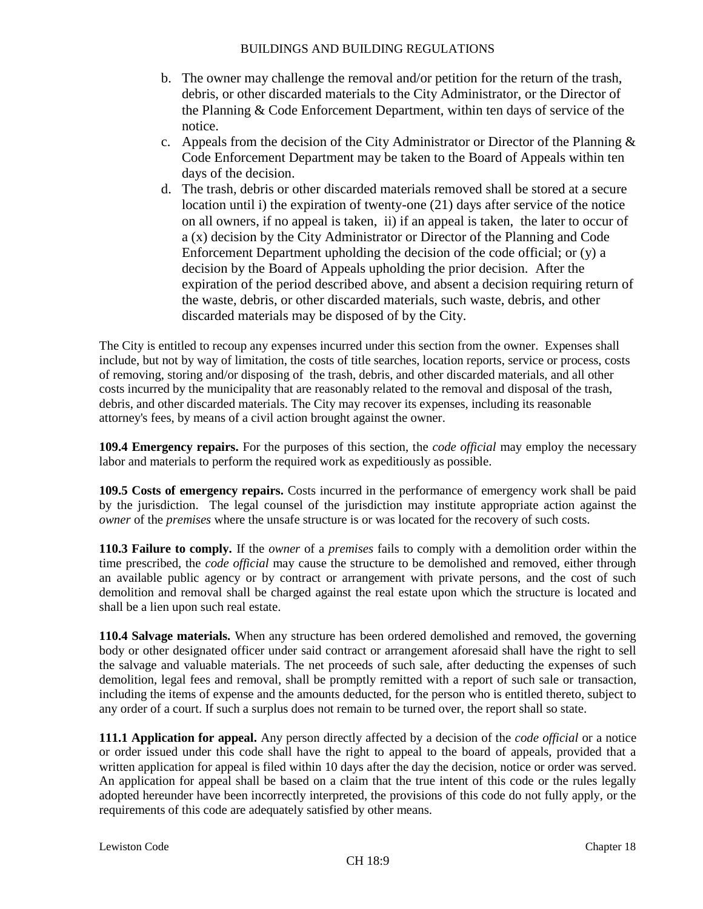b. The owner may challenge the removal and/or petition for the return of the trash, debris, or other discarded materials to the City Administrator, or the Director of the Planning & Code Enforcement Department, within ten days of service of the notice.
c. Appeals from the decision of the City Administrator or Director of the Planning & Code Enforcement Department may be taken to the Board of Appeals within ten days of the decision.
d. The trash, debris or other discarded materials removed shall be stored at a secure location until i) the expiration of twenty-one (21) days after service of the notice on all owners, if no appeal is taken, ii) if an appeal is taken, the later to occur of a (x) decision by the City Administrator or Director of the Planning and Code Enforcement Department upholding the decision of the code official; or (y) a decision by the Board of Appeals upholding the prior decision. After the expiration of the period described above, and absent a decision requiring return of the waste, debris, or other discarded materials, such waste, debris, and other discarded materials may be disposed of by the City.

The City is entitled to recoup any expenses incurred under this section from the owner. Expenses shall include, but not by way of limitation, the costs of title searches, location reports, service or process, costs of removing, storing and/or disposing of the trash, debris, and other discarded materials, and all other costs incurred by the municipality that are reasonably related to the removal and disposal of the trash, debris, and other discarded materials. The City may recover its expenses, including its reasonable attorney's fees, by means of a civil action brought against the owner.

**109.4 Emergency repairs.** For the purposes of this section, the *code official* may employ the necessary labor and materials to perform the required work as expeditiously as possible.

**109.5 Costs of emergency repairs.** Costs incurred in the performance of emergency work shall be paid by the jurisdiction. The legal counsel of the jurisdiction may institute appropriate action against the *owner* of the *premises* where the unsafe structure is or was located for the recovery of such costs.

**110.3 Failure to comply.** If the *owner* of a *premises* fails to comply with a demolition order within the time prescribed, the *code official* may cause the structure to be demolished and removed, either through an available public agency or by contract or arrangement with private persons, and the cost of such demolition and removal shall be charged against the real estate upon which the structure is located and shall be a lien upon such real estate.

**110.4 Salvage materials.** When any structure has been ordered demolished and removed, the governing body or other designated officer under said contract or arrangement aforesaid shall have the right to sell the salvage and valuable materials. The net proceeds of such sale, after deducting the expenses of such demolition, legal fees and removal, shall be promptly remitted with a report of such sale or transaction, including the items of expense and the amounts deducted, for the person who is entitled thereto, subject to any order of a court. If such a surplus does not remain to be turned over, the report shall so state.

**111.1 Application for appeal.** Any person directly affected by a decision of the *code official* or a notice or order issued under this code shall have the right to appeal to the board of appeals, provided that a written application for appeal is filed within 10 days after the day the decision, notice or order was served. An application for appeal shall be based on a claim that the true intent of this code or the rules legally adopted hereunder have been incorrectly interpreted, the provisions of this code do not fully apply, or the requirements of this code are adequately satisfied by other means.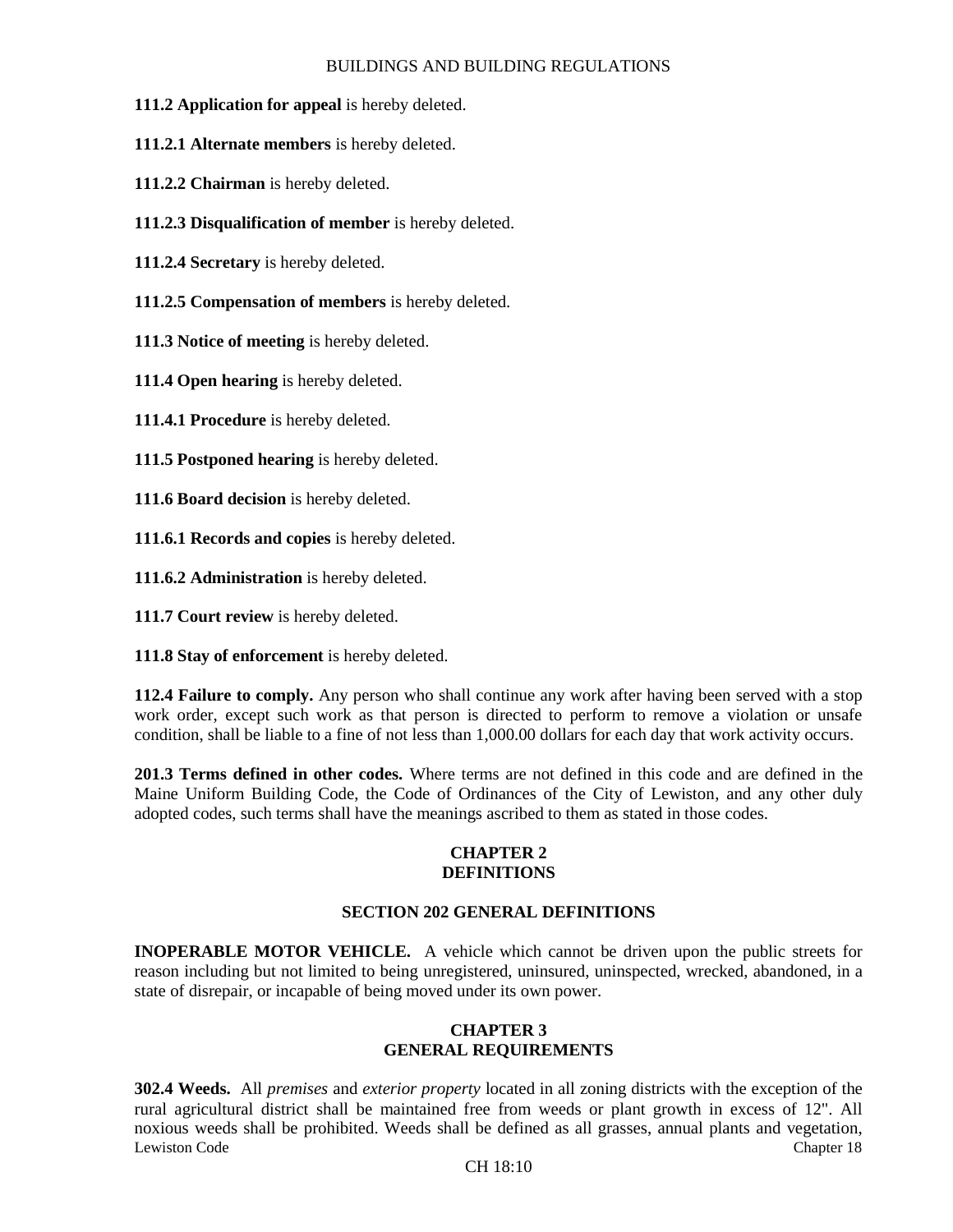**111.2 Application for appeal** is hereby deleted.

**111.2.1 Alternate members** is hereby deleted.

**111.2.2 Chairman** is hereby deleted.

**111.2.3 Disqualification of member** is hereby deleted.

**111.2.4 Secretary** is hereby deleted.

**111.2.5 Compensation of members** is hereby deleted.

**111.3 Notice of meeting** is hereby deleted.

**111.4 Open hearing** is hereby deleted.

**111.4.1 Procedure** is hereby deleted.

**111.5 Postponed hearing** is hereby deleted.

**111.6 Board decision** is hereby deleted.

**111.6.1 Records and copies** is hereby deleted.

**111.6.2 Administration** is hereby deleted.

**111.7 Court review** is hereby deleted.

**111.8 Stay of enforcement** is hereby deleted.

**112.4 Failure to comply.** Any person who shall continue any work after having been served with a stop work order, except such work as that person is directed to perform to remove a violation or unsafe condition, shall be liable to a fine of not less than 1,000.00 dollars for each day that work activity occurs.

**201.3 Terms defined in other codes.** Where terms are not defined in this code and are defined in the Maine Uniform Building Code, the Code of Ordinances of the City of Lewiston, and any other duly adopted codes, such terms shall have the meanings ascribed to them as stated in those codes.

## CHAPTER 2
## DEFINITIONS

### SECTION 202 GENERAL DEFINITIONS

**INOPERABLE MOTOR VEHICLE.** A vehicle which cannot be driven upon the public streets for reason including but not limited to being unregistered, uninsured, uninspected, wrecked, abandoned, in a state of disrepair, or incapable of being moved under its own power.

## CHAPTER 3
## GENERAL REQUIREMENTS

**302.4 Weeds.** All *premises* and *exterior property* located in all zoning districts with the exception of the rural agricultural district shall be maintained free from weeds or plant growth in excess of 12". All noxious weeds shall be prohibited. Weeds shall be defined as all grasses, annual plants and vegetation,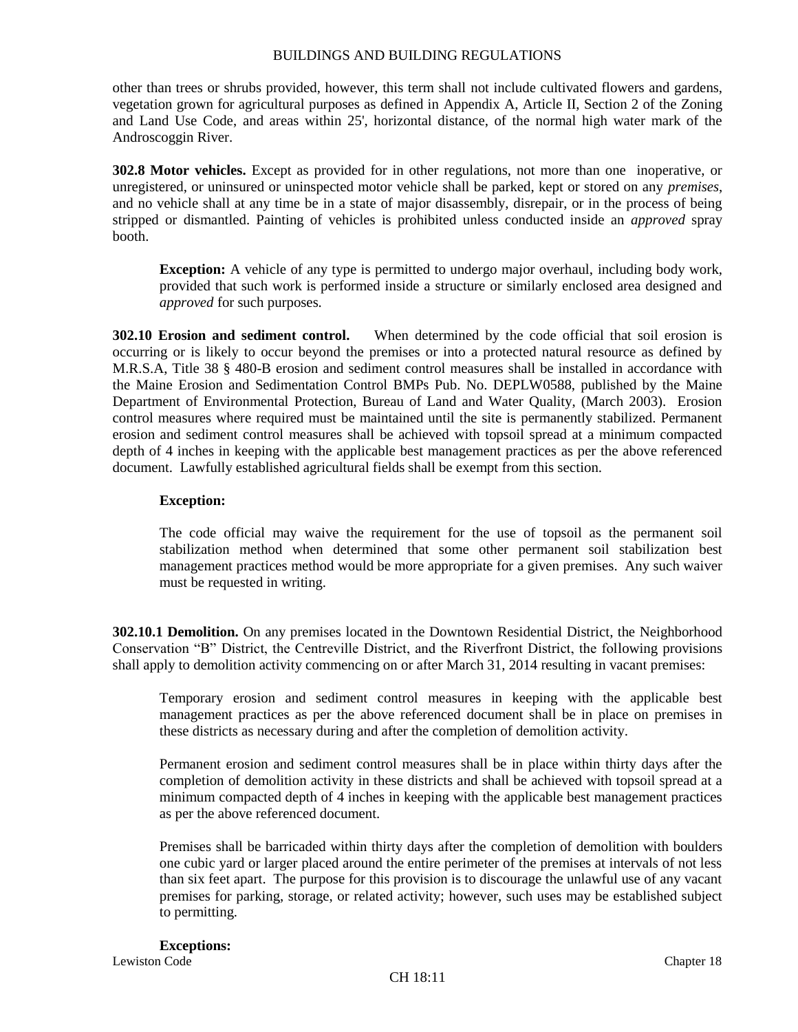other than trees or shrubs provided, however, this term shall not include cultivated flowers and gardens, vegetation grown for agricultural purposes as defined in Appendix A, Article II, Section 2 of the Zoning and Land Use Code, and areas within 25', horizontal distance, of the normal high water mark of the Androscoggin River.

**302.8 Motor vehicles.** Except as provided for in other regulations, not more than one inoperative, or unregistered, or uninsured or uninspected motor vehicle shall be parked, kept or stored on any *premises*, and no vehicle shall at any time be in a state of major disassembly, disrepair, or in the process of being stripped or dismantled. Painting of vehicles is prohibited unless conducted inside an *approved* spray booth.

> **Exception:** A vehicle of any type is permitted to undergo major overhaul, including body work, provided that such work is performed inside a structure or similarly enclosed area designed and *approved* for such purposes.

**302.10 Erosion and sediment control.** When determined by the code official that soil erosion is occurring or is likely to occur beyond the premises or into a protected natural resource as defined by M.R.S.A, Title 38 § 480-B erosion and sediment control measures shall be installed in accordance with the Maine Erosion and Sedimentation Control BMPs Pub. No. DEPLW0588, published by the Maine Department of Environmental Protection, Bureau of Land and Water Quality, (March 2003). Erosion control measures where required must be maintained until the site is permanently stabilized. Permanent erosion and sediment control measures shall be achieved with topsoil spread at a minimum compacted depth of 4 inches in keeping with the applicable best management practices as per the above referenced document. Lawfully established agricultural fields shall be exempt from this section.

> **Exception:**
>
> The code official may waive the requirement for the use of topsoil as the permanent soil stabilization method when determined that some other permanent soil stabilization best management practices method would be more appropriate for a given premises. Any such waiver must be requested in writing.

**302.10.1 Demolition.** On any premises located in the Downtown Residential District, the Neighborhood Conservation "B" District, the Centreville District, and the Riverfront District, the following provisions shall apply to demolition activity commencing on or after March 31, 2014 resulting in vacant premises:

> Temporary erosion and sediment control measures in keeping with the applicable best management practices as per the above referenced document shall be in place on premises in these districts as necessary during and after the completion of demolition activity.
>
> Permanent erosion and sediment control measures shall be in place within thirty days after the completion of demolition activity in these districts and shall be achieved with topsoil spread at a minimum compacted depth of 4 inches in keeping with the applicable best management practices as per the above referenced document.
>
> Premises shall be barricaded within thirty days after the completion of demolition with boulders one cubic yard or larger placed around the entire perimeter of the premises at intervals of not less than six feet apart. The purpose for this provision is to discourage the unlawful use of any vacant premises for parking, storage, or related activity; however, such uses may be established subject to permitting.
>
> **Exceptions:**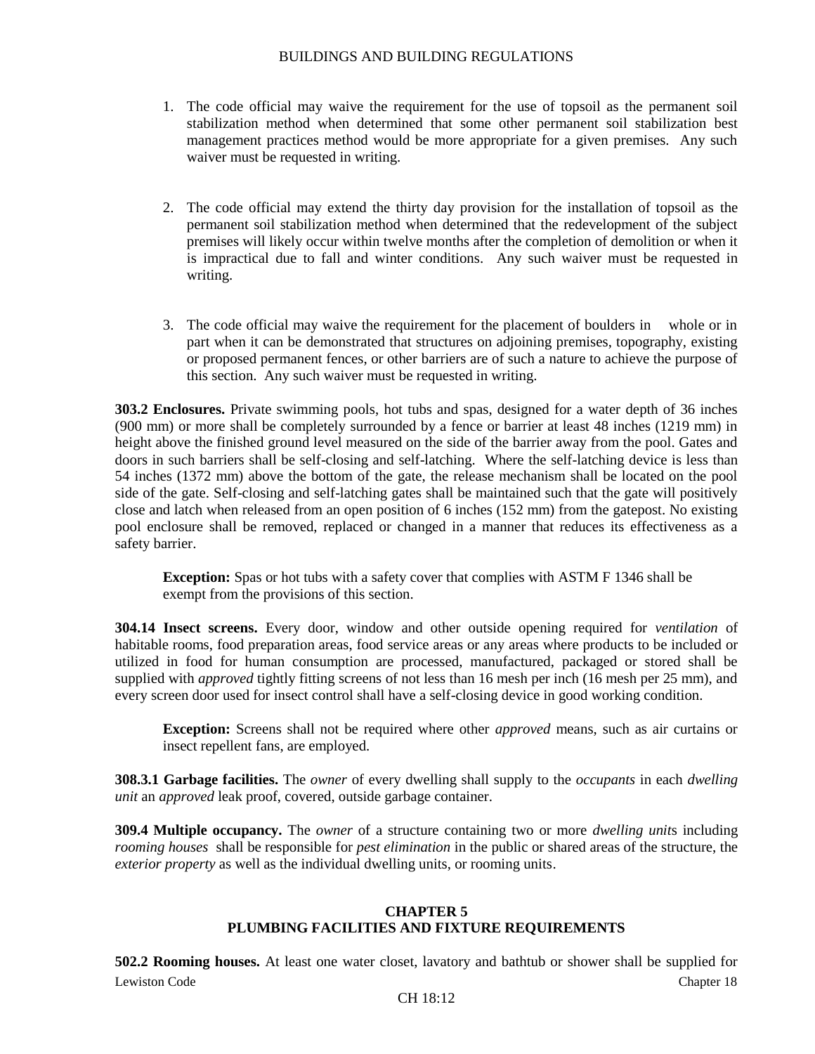1. The code official may waive the requirement for the use of topsoil as the permanent soil stabilization method when determined that some other permanent soil stabilization best management practices method would be more appropriate for a given premises. Any such waiver must be requested in writing.

2. The code official may extend the thirty day provision for the installation of topsoil as the permanent soil stabilization method when determined that the redevelopment of the subject premises will likely occur within twelve months after the completion of demolition or when it is impractical due to fall and winter conditions. Any such waiver must be requested in writing.

3. The code official may waive the requirement for the placement of boulders in whole or in part when it can be demonstrated that structures on adjoining premises, topography, existing or proposed permanent fences, or other barriers are of such a nature to achieve the purpose of this section. Any such waiver must be requested in writing.

**303.2 Enclosures.** Private swimming pools, hot tubs and spas, designed for a water depth of 36 inches (900 mm) or more shall be completely surrounded by a fence or barrier at least 48 inches (1219 mm) in height above the finished ground level measured on the side of the barrier away from the pool. Gates and doors in such barriers shall be self-closing and self-latching. Where the self-latching device is less than 54 inches (1372 mm) above the bottom of the gate, the release mechanism shall be located on the pool side of the gate. Self-closing and self-latching gates shall be maintained such that the gate will positively close and latch when released from an open position of 6 inches (152 mm) from the gatepost. No existing pool enclosure shall be removed, replaced or changed in a manner that reduces its effectiveness as a safety barrier.

> **Exception:** Spas or hot tubs with a safety cover that complies with ASTM F 1346 shall be exempt from the provisions of this section.

**304.14 Insect screens.** Every door, window and other outside opening required for *ventilation* of habitable rooms, food preparation areas, food service areas or any areas where products to be included or utilized in food for human consumption are processed, manufactured, packaged or stored shall be supplied with *approved* tightly fitting screens of not less than 16 mesh per inch (16 mesh per 25 mm), and every screen door used for insect control shall have a self-closing device in good working condition.

> **Exception:** Screens shall not be required where other *approved* means, such as air curtains or insect repellent fans, are employed.

**308.3.1 Garbage facilities.** The *owner* of every dwelling shall supply to the *occupants* in each *dwelling unit* an *approved* leak proof, covered, outside garbage container.

**309.4 Multiple occupancy.** The *owner* of a structure containing two or more *dwelling units* including *rooming houses* shall be responsible for *pest elimination* in the public or shared areas of the structure, the *exterior property* as well as the individual dwelling units, or rooming units.

## CHAPTER 5
## PLUMBING FACILITIES AND FIXTURE REQUIREMENTS

**502.2 Rooming houses.** At least one water closet, lavatory and bathtub or shower shall be supplied for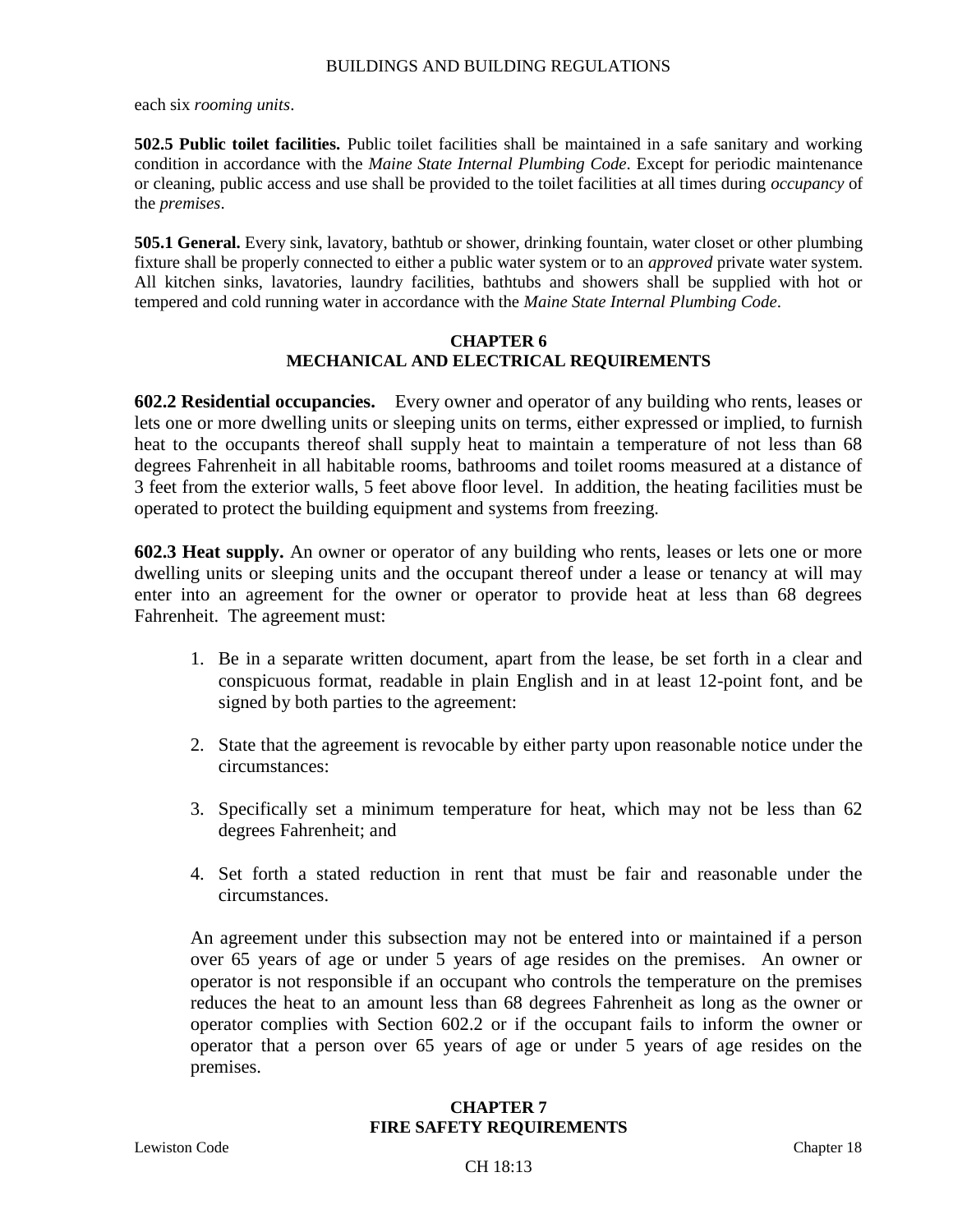each six *rooming units*.

**502.5 Public toilet facilities.** Public toilet facilities shall be maintained in a safe sanitary and working condition in accordance with the *Maine State Internal Plumbing Code*. Except for periodic maintenance or cleaning, public access and use shall be provided to the toilet facilities at all times during *occupancy* of the *premises*.

**505.1 General.** Every sink, lavatory, bathtub or shower, drinking fountain, water closet or other plumbing fixture shall be properly connected to either a public water system or to an *approved* private water system. All kitchen sinks, lavatories, laundry facilities, bathtubs and showers shall be supplied with hot or tempered and cold running water in accordance with the *Maine State Internal Plumbing Code*.

## CHAPTER 6
## MECHANICAL AND ELECTRICAL REQUIREMENTS

**602.2 Residential occupancies.** Every owner and operator of any building who rents, leases or lets one or more dwelling units or sleeping units on terms, either expressed or implied, to furnish heat to the occupants thereof shall supply heat to maintain a temperature of not less than 68 degrees Fahrenheit in all habitable rooms, bathrooms and toilet rooms measured at a distance of 3 feet from the exterior walls, 5 feet above floor level. In addition, the heating facilities must be operated to protect the building equipment and systems from freezing.

**602.3 Heat supply.** An owner or operator of any building who rents, leases or lets one or more dwelling units or sleeping units and the occupant thereof under a lease or tenancy at will may enter into an agreement for the owner or operator to provide heat at less than 68 degrees Fahrenheit. The agreement must:

1. Be in a separate written document, apart from the lease, be set forth in a clear and conspicuous format, readable in plain English and in at least 12-point font, and be signed by both parties to the agreement:

2. State that the agreement is revocable by either party upon reasonable notice under the circumstances:

3. Specifically set a minimum temperature for heat, which may not be less than 62 degrees Fahrenheit; and

4. Set forth a stated reduction in rent that must be fair and reasonable under the circumstances.

An agreement under this subsection may not be entered into or maintained if a person over 65 years of age or under 5 years of age resides on the premises. An owner or operator is not responsible if an occupant who controls the temperature on the premises reduces the heat to an amount less than 68 degrees Fahrenheit as long as the owner or operator complies with Section 602.2 or if the occupant fails to inform the owner or operator that a person over 65 years of age or under 5 years of age resides on the premises.

## CHAPTER 7
## FIRE SAFETY REQUIREMENTS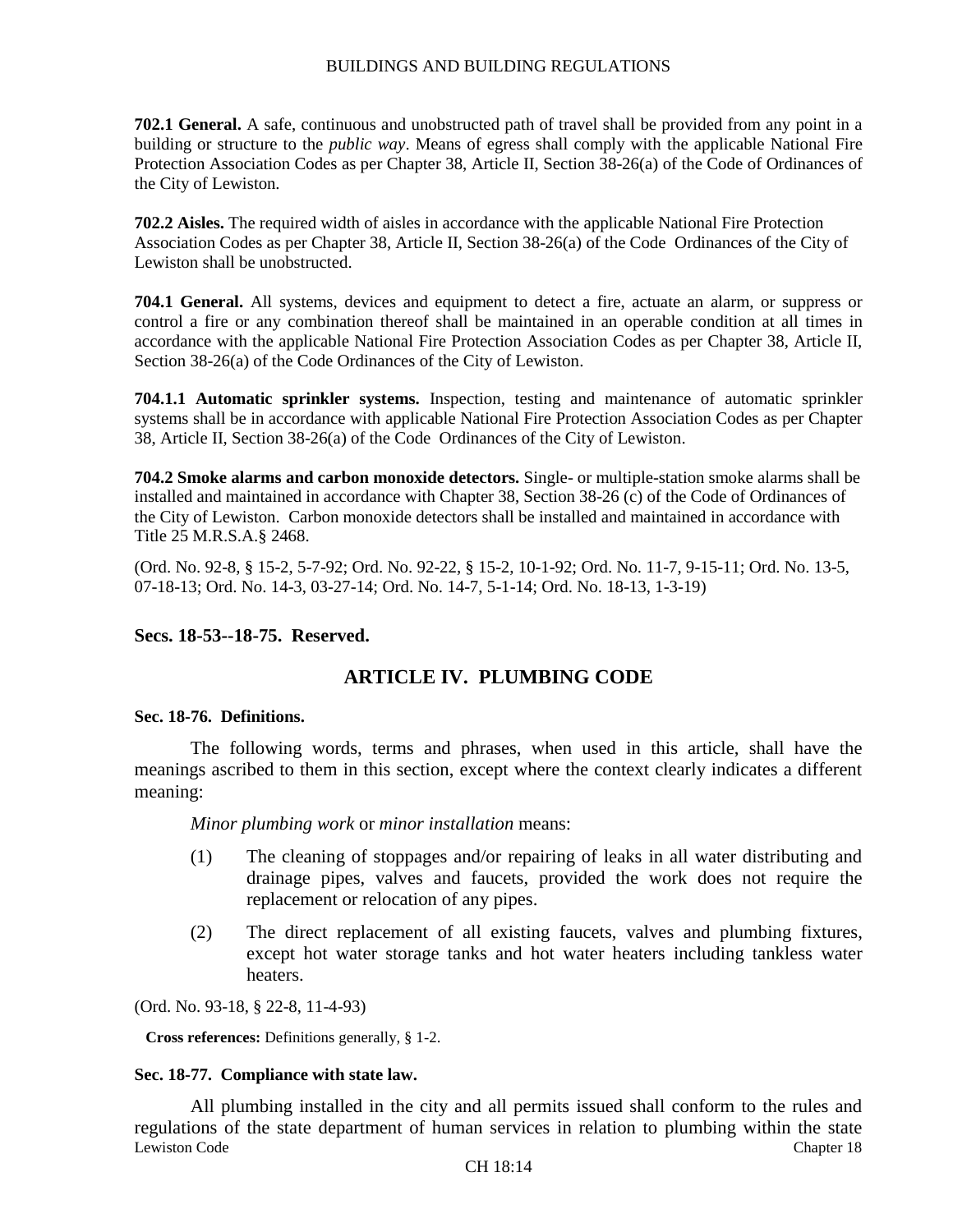**702.1 General.** A safe, continuous and unobstructed path of travel shall be provided from any point in a building or structure to the *public way*. Means of egress shall comply with the applicable National Fire Protection Association Codes as per Chapter 38, Article II, Section 38-26(a) of the Code of Ordinances of the City of Lewiston.

**702.2 Aisles.** The required width of aisles in accordance with the applicable National Fire Protection Association Codes as per Chapter 38, Article II, Section 38-26(a) of the Code Ordinances of the City of Lewiston shall be unobstructed.

**704.1 General.** All systems, devices and equipment to detect a fire, actuate an alarm, or suppress or control a fire or any combination thereof shall be maintained in an operable condition at all times in accordance with the applicable National Fire Protection Association Codes as per Chapter 38, Article II, Section 38-26(a) of the Code Ordinances of the City of Lewiston.

**704.1.1 Automatic sprinkler systems.** Inspection, testing and maintenance of automatic sprinkler systems shall be in accordance with applicable National Fire Protection Association Codes as per Chapter 38, Article II, Section 38-26(a) of the Code Ordinances of the City of Lewiston.

**704.2 Smoke alarms and carbon monoxide detectors.** Single- or multiple-station smoke alarms shall be installed and maintained in accordance with Chapter 38, Section 38-26 (c) of the Code of Ordinances of the City of Lewiston. Carbon monoxide detectors shall be installed and maintained in accordance with Title 25 M.R.S.A.§ 2468.

(Ord. No. 92-8, § 15-2, 5-7-92; Ord. No. 92-22, § 15-2, 10-1-92; Ord. No. 11-7, 9-15-11; Ord. No. 13-5, 07-18-13; Ord. No. 14-3, 03-27-14; Ord. No. 14-7, 5-1-14; Ord. No. 18-13, 1-3-19)

### Secs. 18-53--18-75. Reserved.

## ARTICLE IV. PLUMBING CODE

#### Sec. 18-76. Definitions.

The following words, terms and phrases, when used in this article, shall have the meanings ascribed to them in this section, except where the context clearly indicates a different meaning:

*Minor plumbing work* or *minor installation* means:

(1) The cleaning of stoppages and/or repairing of leaks in all water distributing and drainage pipes, valves and faucets, provided the work does not require the replacement or relocation of any pipes.

(2) The direct replacement of all existing faucets, valves and plumbing fixtures, except hot water storage tanks and hot water heaters including tankless water heaters.

(Ord. No. 93-18, § 22-8, 11-4-93)

**Cross references:** Definitions generally, § 1-2.

#### Sec. 18-77. Compliance with state law.

All plumbing installed in the city and all permits issued shall conform to the rules and regulations of the state department of human services in relation to plumbing within the state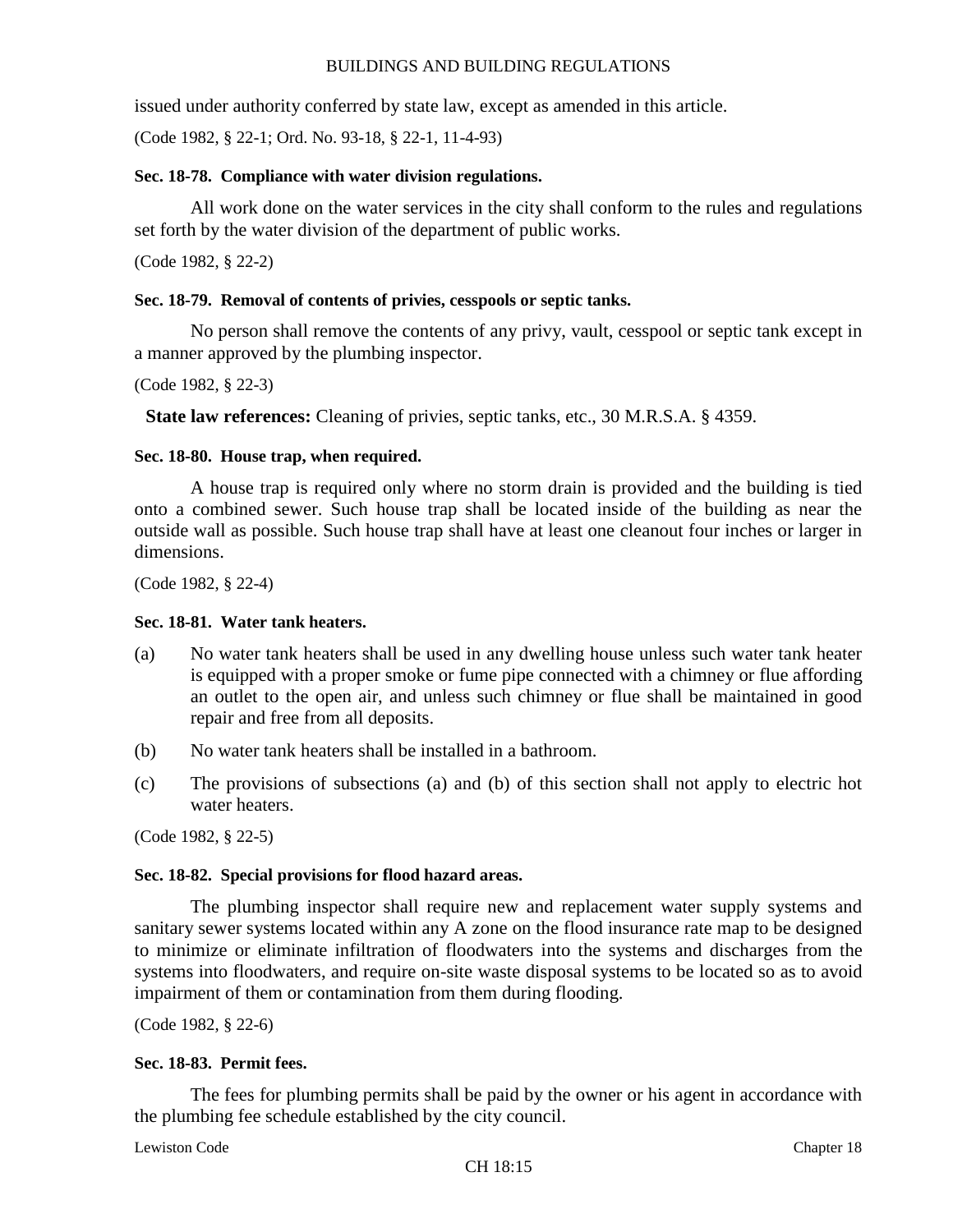issued under authority conferred by state law, except as amended in this article.

(Code 1982, § 22-1; Ord. No. 93-18, § 22-1, 11-4-93)

**Sec. 18-78. Compliance with water division regulations.**

All work done on the water services in the city shall conform to the rules and regulations set forth by the water division of the department of public works.

(Code 1982, § 22-2)

**Sec. 18-79. Removal of contents of privies, cesspools or septic tanks.**

No person shall remove the contents of any privy, vault, cesspool or septic tank except in a manner approved by the plumbing inspector.

(Code 1982, § 22-3)

**State law references:** Cleaning of privies, septic tanks, etc., 30 M.R.S.A. § 4359.

**Sec. 18-80. House trap, when required.**

A house trap is required only where no storm drain is provided and the building is tied onto a combined sewer. Such house trap shall be located inside of the building as near the outside wall as possible. Such house trap shall have at least one cleanout four inches or larger in dimensions.

(Code 1982, § 22-4)

**Sec. 18-81. Water tank heaters.**

(a) No water tank heaters shall be used in any dwelling house unless such water tank heater is equipped with a proper smoke or fume pipe connected with a chimney or flue affording an outlet to the open air, and unless such chimney or flue shall be maintained in good repair and free from all deposits.

(b) No water tank heaters shall be installed in a bathroom.

(c) The provisions of subsections (a) and (b) of this section shall not apply to electric hot water heaters.

(Code 1982, § 22-5)

**Sec. 18-82. Special provisions for flood hazard areas.**

The plumbing inspector shall require new and replacement water supply systems and sanitary sewer systems located within any A zone on the flood insurance rate map to be designed to minimize or eliminate infiltration of floodwaters into the systems and discharges from the systems into floodwaters, and require on-site waste disposal systems to be located so as to avoid impairment of them or contamination from them during flooding.

(Code 1982, § 22-6)

**Sec. 18-83. Permit fees.**

The fees for plumbing permits shall be paid by the owner or his agent in accordance with the plumbing fee schedule established by the city council.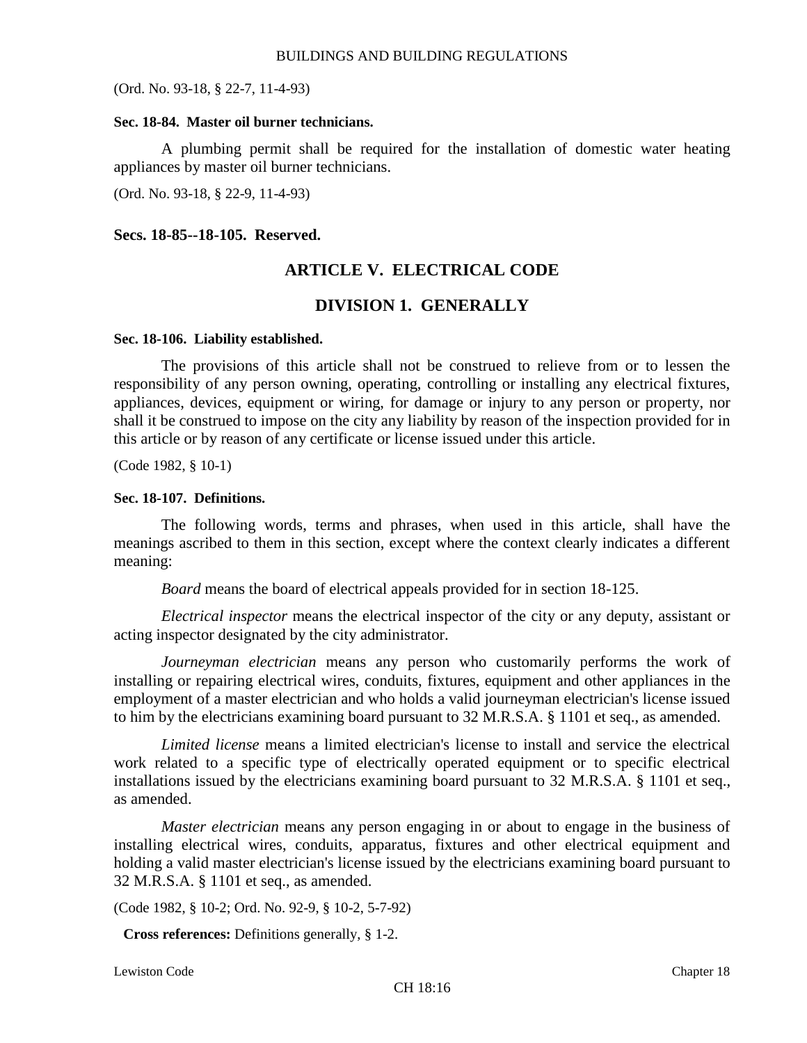(Ord. No. 93-18, § 22-7, 11-4-93)

**Sec. 18-84. Master oil burner technicians.**

A plumbing permit shall be required for the installation of domestic water heating appliances by master oil burner technicians.

(Ord. No. 93-18, § 22-9, 11-4-93)

**Secs. 18-85--18-105. Reserved.**

## ARTICLE V. ELECTRICAL CODE

## DIVISION 1. GENERALLY

**Sec. 18-106. Liability established.**

The provisions of this article shall not be construed to relieve from or to lessen the responsibility of any person owning, operating, controlling or installing any electrical fixtures, appliances, devices, equipment or wiring, for damage or injury to any person or property, nor shall it be construed to impose on the city any liability by reason of the inspection provided for in this article or by reason of any certificate or license issued under this article.

(Code 1982, § 10-1)

**Sec. 18-107. Definitions.**

The following words, terms and phrases, when used in this article, shall have the meanings ascribed to them in this section, except where the context clearly indicates a different meaning:

*Board* means the board of electrical appeals provided for in section 18-125.

*Electrical inspector* means the electrical inspector of the city or any deputy, assistant or acting inspector designated by the city administrator.

*Journeyman electrician* means any person who customarily performs the work of installing or repairing electrical wires, conduits, fixtures, equipment and other appliances in the employment of a master electrician and who holds a valid journeyman electrician's license issued to him by the electricians examining board pursuant to 32 M.R.S.A. § 1101 et seq., as amended.

*Limited license* means a limited electrician's license to install and service the electrical work related to a specific type of electrically operated equipment or to specific electrical installations issued by the electricians examining board pursuant to 32 M.R.S.A. § 1101 et seq., as amended.

*Master electrician* means any person engaging in or about to engage in the business of installing electrical wires, conduits, apparatus, fixtures and other electrical equipment and holding a valid master electrician's license issued by the electricians examining board pursuant to 32 M.R.S.A. § 1101 et seq., as amended.

(Code 1982, § 10-2; Ord. No. 92-9, § 10-2, 5-7-92)

**Cross references:** Definitions generally, § 1-2.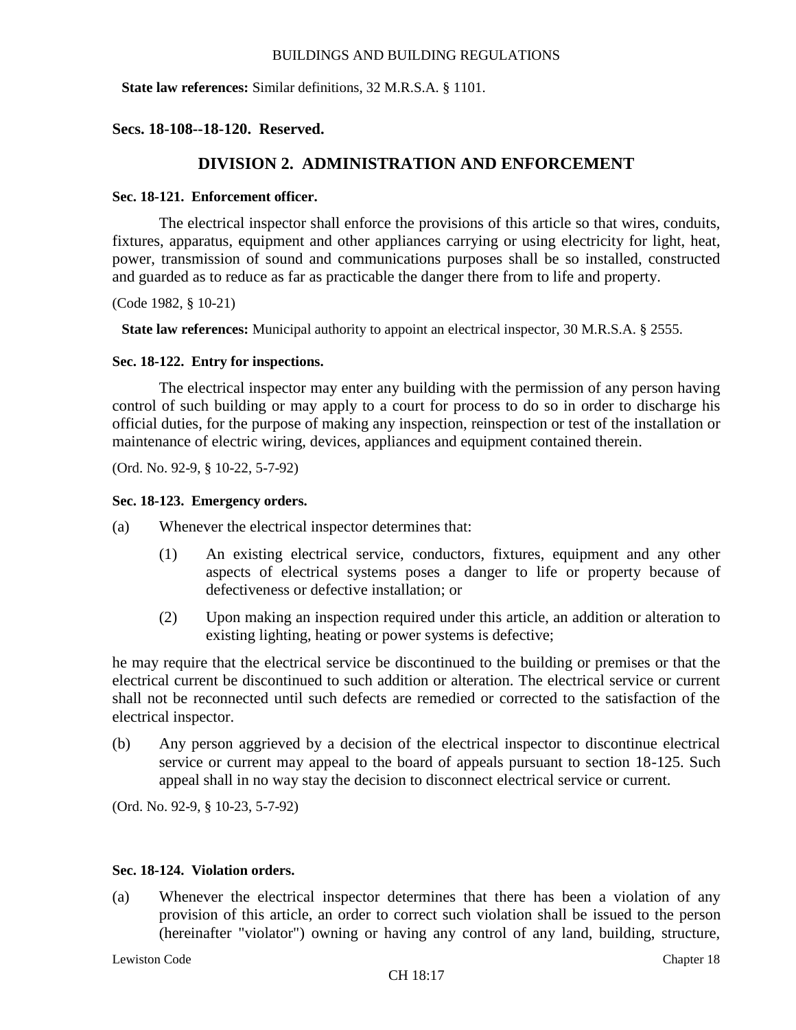**State law references:** Similar definitions, 32 M.R.S.A. § 1101.

### Secs. 18-108--18-120. Reserved.

## DIVISION 2. ADMINISTRATION AND ENFORCEMENT

#### Sec. 18-121. Enforcement officer.

The electrical inspector shall enforce the provisions of this article so that wires, conduits, fixtures, apparatus, equipment and other appliances carrying or using electricity for light, heat, power, transmission of sound and communications purposes shall be so installed, constructed and guarded as to reduce as far as practicable the danger there from to life and property.

(Code 1982, § 10-21)

**State law references:** Municipal authority to appoint an electrical inspector, 30 M.R.S.A. § 2555.

#### Sec. 18-122. Entry for inspections.

The electrical inspector may enter any building with the permission of any person having control of such building or may apply to a court for process to do so in order to discharge his official duties, for the purpose of making any inspection, reinspection or test of the installation or maintenance of electric wiring, devices, appliances and equipment contained therein.

(Ord. No. 92-9, § 10-22, 5-7-92)

#### Sec. 18-123. Emergency orders.

(a) Whenever the electrical inspector determines that:

  (1) An existing electrical service, conductors, fixtures, equipment and any other aspects of electrical systems poses a danger to life or property because of defectiveness or defective installation; or

  (2) Upon making an inspection required under this article, an addition or alteration to existing lighting, heating or power systems is defective;

he may require that the electrical service be discontinued to the building or premises or that the electrical current be discontinued to such addition or alteration. The electrical service or current shall not be reconnected until such defects are remedied or corrected to the satisfaction of the electrical inspector.

(b) Any person aggrieved by a decision of the electrical inspector to discontinue electrical service or current may appeal to the board of appeals pursuant to section 18-125. Such appeal shall in no way stay the decision to disconnect electrical service or current.

(Ord. No. 92-9, § 10-23, 5-7-92)

#### Sec. 18-124. Violation orders.

(a) Whenever the electrical inspector determines that there has been a violation of any provision of this article, an order to correct such violation shall be issued to the person (hereinafter "violator") owning or having any control of any land, building, structure,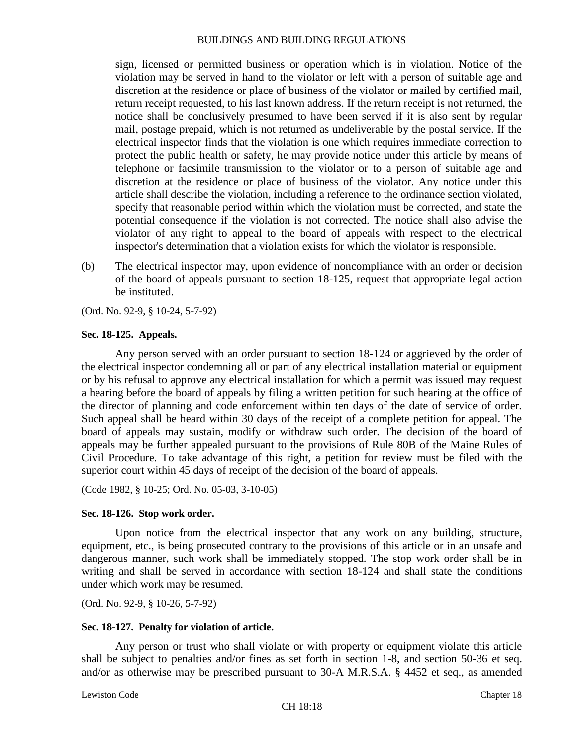sign, licensed or permitted business or operation which is in violation. Notice of the violation may be served in hand to the violator or left with a person of suitable age and discretion at the residence or place of business of the violator or mailed by certified mail, return receipt requested, to his last known address. If the return receipt is not returned, the notice shall be conclusively presumed to have been served if it is also sent by regular mail, postage prepaid, which is not returned as undeliverable by the postal service. If the electrical inspector finds that the violation is one which requires immediate correction to protect the public health or safety, he may provide notice under this article by means of telephone or facsimile transmission to the violator or to a person of suitable age and discretion at the residence or place of business of the violator. Any notice under this article shall describe the violation, including a reference to the ordinance section violated, specify that reasonable period within which the violation must be corrected, and state the potential consequence if the violation is not corrected. The notice shall also advise the violator of any right to appeal to the board of appeals with respect to the electrical inspector's determination that a violation exists for which the violator is responsible.

(b) The electrical inspector may, upon evidence of noncompliance with an order or decision of the board of appeals pursuant to section 18-125, request that appropriate legal action be instituted.

(Ord. No. 92-9, § 10-24, 5-7-92)

**Sec. 18-125. Appeals.**

Any person served with an order pursuant to section 18-124 or aggrieved by the order of the electrical inspector condemning all or part of any electrical installation material or equipment or by his refusal to approve any electrical installation for which a permit was issued may request a hearing before the board of appeals by filing a written petition for such hearing at the office of the director of planning and code enforcement within ten days of the date of service of order. Such appeal shall be heard within 30 days of the receipt of a complete petition for appeal. The board of appeals may sustain, modify or withdraw such order. The decision of the board of appeals may be further appealed pursuant to the provisions of Rule 80B of the Maine Rules of Civil Procedure. To take advantage of this right, a petition for review must be filed with the superior court within 45 days of receipt of the decision of the board of appeals.

(Code 1982, § 10-25; Ord. No. 05-03, 3-10-05)

**Sec. 18-126. Stop work order.**

Upon notice from the electrical inspector that any work on any building, structure, equipment, etc., is being prosecuted contrary to the provisions of this article or in an unsafe and dangerous manner, such work shall be immediately stopped. The stop work order shall be in writing and shall be served in accordance with section 18-124 and shall state the conditions under which work may be resumed.

(Ord. No. 92-9, § 10-26, 5-7-92)

**Sec. 18-127. Penalty for violation of article.**

Any person or trust who shall violate or with property or equipment violate this article shall be subject to penalties and/or fines as set forth in section 1-8, and section 50-36 et seq. and/or as otherwise may be prescribed pursuant to 30-A M.R.S.A. § 4452 et seq., as amended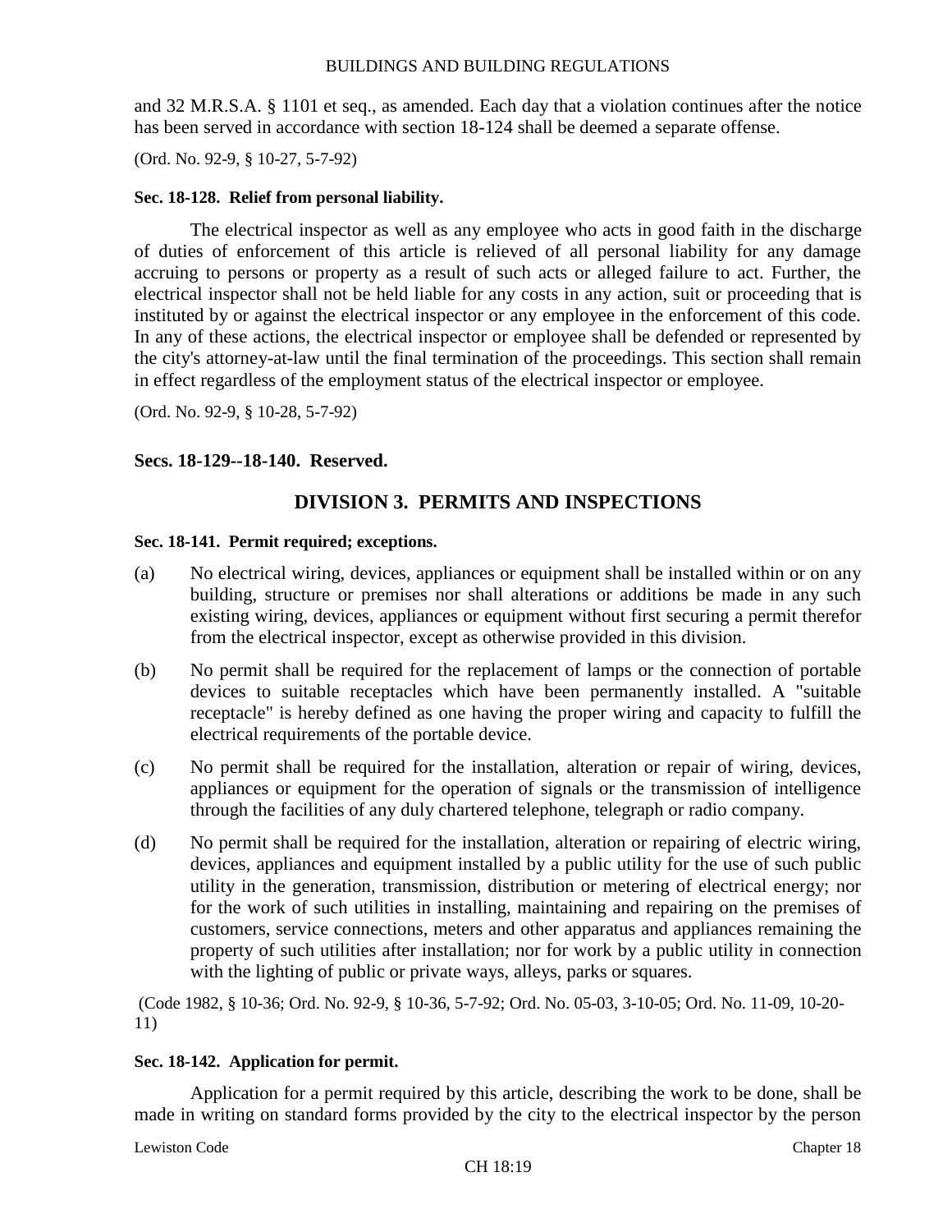and 32 M.R.S.A. § 1101 et seq., as amended. Each day that a violation continues after the notice has been served in accordance with section 18-124 shall be deemed a separate offense.

(Ord. No. 92-9, § 10-27, 5-7-92)

**Sec. 18-128. Relief from personal liability.**

The electrical inspector as well as any employee who acts in good faith in the discharge of duties of enforcement of this article is relieved of all personal liability for any damage accruing to persons or property as a result of such acts or alleged failure to act. Further, the electrical inspector shall not be held liable for any costs in any action, suit or proceeding that is instituted by or against the electrical inspector or any employee in the enforcement of this code. In any of these actions, the electrical inspector or employee shall be defended or represented by the city's attorney-at-law until the final termination of the proceedings. This section shall remain in effect regardless of the employment status of the electrical inspector or employee.

(Ord. No. 92-9, § 10-28, 5-7-92)

**Secs. 18-129--18-140. Reserved.**

## DIVISION 3. PERMITS AND INSPECTIONS

**Sec. 18-141. Permit required; exceptions.**

(a) No electrical wiring, devices, appliances or equipment shall be installed within or on any building, structure or premises nor shall alterations or additions be made in any such existing wiring, devices, appliances or equipment without first securing a permit therefor from the electrical inspector, except as otherwise provided in this division.

(b) No permit shall be required for the replacement of lamps or the connection of portable devices to suitable receptacles which have been permanently installed. A "suitable receptacle" is hereby defined as one having the proper wiring and capacity to fulfill the electrical requirements of the portable device.

(c) No permit shall be required for the installation, alteration or repair of wiring, devices, appliances or equipment for the operation of signals or the transmission of intelligence through the facilities of any duly chartered telephone, telegraph or radio company.

(d) No permit shall be required for the installation, alteration or repairing of electric wiring, devices, appliances and equipment installed by a public utility for the use of such public utility in the generation, transmission, distribution or metering of electrical energy; nor for the work of such utilities in installing, maintaining and repairing on the premises of customers, service connections, meters and other apparatus and appliances remaining the property of such utilities after installation; nor for work by a public utility in connection with the lighting of public or private ways, alleys, parks or squares.

(Code 1982, § 10-36; Ord. No. 92-9, § 10-36, 5-7-92; Ord. No. 05-03, 3-10-05; Ord. No. 11-09, 10-20-11)

**Sec. 18-142. Application for permit.**

Application for a permit required by this article, describing the work to be done, shall be made in writing on standard forms provided by the city to the electrical inspector by the person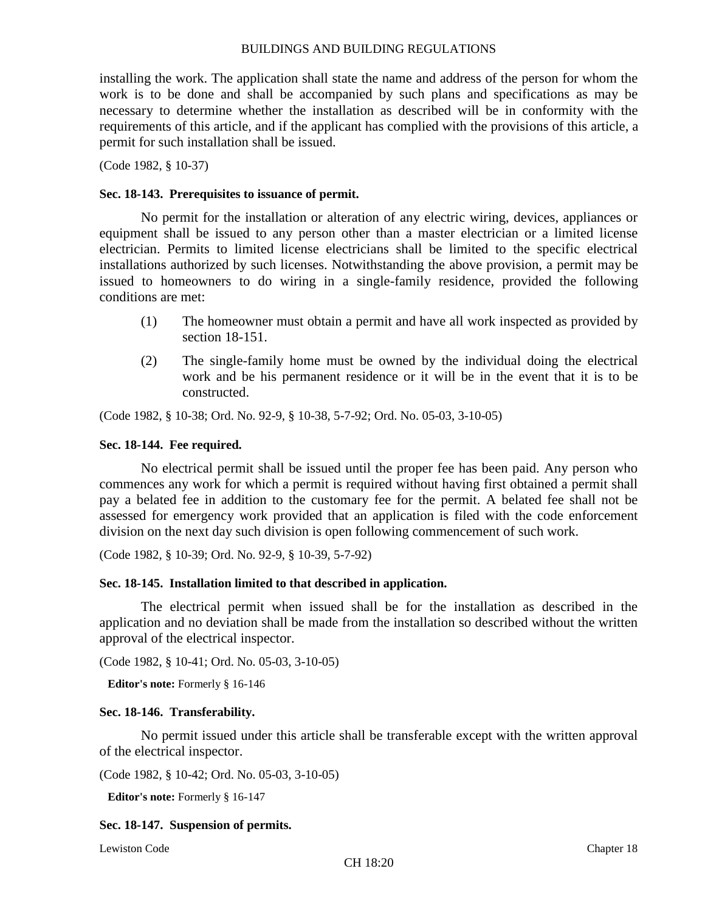installing the work. The application shall state the name and address of the person for whom the work is to be done and shall be accompanied by such plans and specifications as may be necessary to determine whether the installation as described will be in conformity with the requirements of this article, and if the applicant has complied with the provisions of this article, a permit for such installation shall be issued.

(Code 1982, § 10-37)

**Sec. 18-143. Prerequisites to issuance of permit.**

No permit for the installation or alteration of any electric wiring, devices, appliances or equipment shall be issued to any person other than a master electrician or a limited license electrician. Permits to limited license electricians shall be limited to the specific electrical installations authorized by such licenses. Notwithstanding the above provision, a permit may be issued to homeowners to do wiring in a single-family residence, provided the following conditions are met:

(1) The homeowner must obtain a permit and have all work inspected as provided by section 18-151.

(2) The single-family home must be owned by the individual doing the electrical work and be his permanent residence or it will be in the event that it is to be constructed.

(Code 1982, § 10-38; Ord. No. 92-9, § 10-38, 5-7-92; Ord. No. 05-03, 3-10-05)

**Sec. 18-144. Fee required.**

No electrical permit shall be issued until the proper fee has been paid. Any person who commences any work for which a permit is required without having first obtained a permit shall pay a belated fee in addition to the customary fee for the permit. A belated fee shall not be assessed for emergency work provided that an application is filed with the code enforcement division on the next day such division is open following commencement of such work.

(Code 1982, § 10-39; Ord. No. 92-9, § 10-39, 5-7-92)

**Sec. 18-145. Installation limited to that described in application.**

The electrical permit when issued shall be for the installation as described in the application and no deviation shall be made from the installation so described without the written approval of the electrical inspector.

(Code 1982, § 10-41; Ord. No. 05-03, 3-10-05)

**Editor's note:** Formerly § 16-146

**Sec. 18-146. Transferability.**

No permit issued under this article shall be transferable except with the written approval of the electrical inspector.

(Code 1982, § 10-42; Ord. No. 05-03, 3-10-05)

**Editor's note:** Formerly § 16-147

**Sec. 18-147. Suspension of permits.**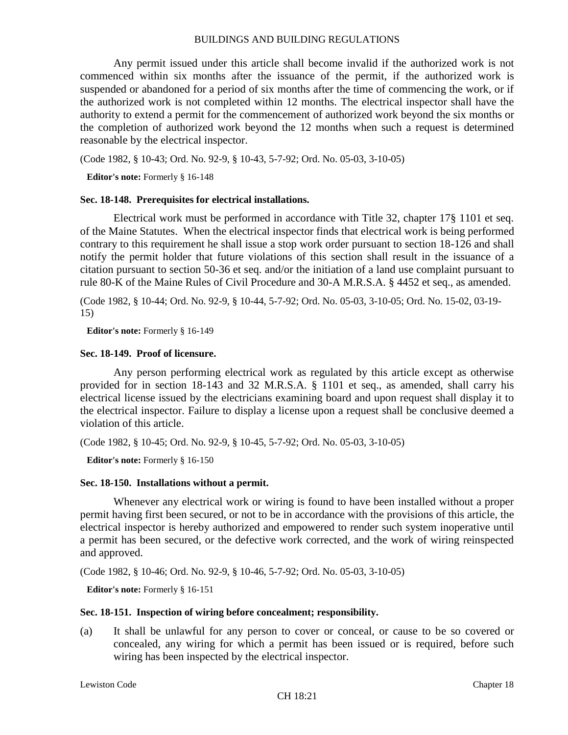Any permit issued under this article shall become invalid if the authorized work is not commenced within six months after the issuance of the permit, if the authorized work is suspended or abandoned for a period of six months after the time of commencing the work, or if the authorized work is not completed within 12 months. The electrical inspector shall have the authority to extend a permit for the commencement of authorized work beyond the six months or the completion of authorized work beyond the 12 months when such a request is determined reasonable by the electrical inspector.

(Code 1982, § 10-43; Ord. No. 92-9, § 10-43, 5-7-92; Ord. No. 05-03, 3-10-05)

**Editor's note:** Formerly § 16-148

**Sec. 18-148. Prerequisites for electrical installations.**

Electrical work must be performed in accordance with Title 32, chapter 17§ 1101 et seq. of the Maine Statutes. When the electrical inspector finds that electrical work is being performed contrary to this requirement he shall issue a stop work order pursuant to section 18-126 and shall notify the permit holder that future violations of this section shall result in the issuance of a citation pursuant to section 50-36 et seq. and/or the initiation of a land use complaint pursuant to rule 80-K of the Maine Rules of Civil Procedure and 30-A M.R.S.A. § 4452 et seq., as amended.

(Code 1982, § 10-44; Ord. No. 92-9, § 10-44, 5-7-92; Ord. No. 05-03, 3-10-05; Ord. No. 15-02, 03-19-15)

**Editor's note:** Formerly § 16-149

**Sec. 18-149. Proof of licensure.**

Any person performing electrical work as regulated by this article except as otherwise provided for in section 18-143 and 32 M.R.S.A. § 1101 et seq., as amended, shall carry his electrical license issued by the electricians examining board and upon request shall display it to the electrical inspector. Failure to display a license upon a request shall be conclusive deemed a violation of this article.

(Code 1982, § 10-45; Ord. No. 92-9, § 10-45, 5-7-92; Ord. No. 05-03, 3-10-05)

**Editor's note:** Formerly § 16-150

**Sec. 18-150. Installations without a permit.**

Whenever any electrical work or wiring is found to have been installed without a proper permit having first been secured, or not to be in accordance with the provisions of this article, the electrical inspector is hereby authorized and empowered to render such system inoperative until a permit has been secured, or the defective work corrected, and the work of wiring reinspected and approved.

(Code 1982, § 10-46; Ord. No. 92-9, § 10-46, 5-7-92; Ord. No. 05-03, 3-10-05)

**Editor's note:** Formerly § 16-151

**Sec. 18-151. Inspection of wiring before concealment; responsibility.**

(a) It shall be unlawful for any person to cover or conceal, or cause to be so covered or concealed, any wiring for which a permit has been issued or is required, before such wiring has been inspected by the electrical inspector.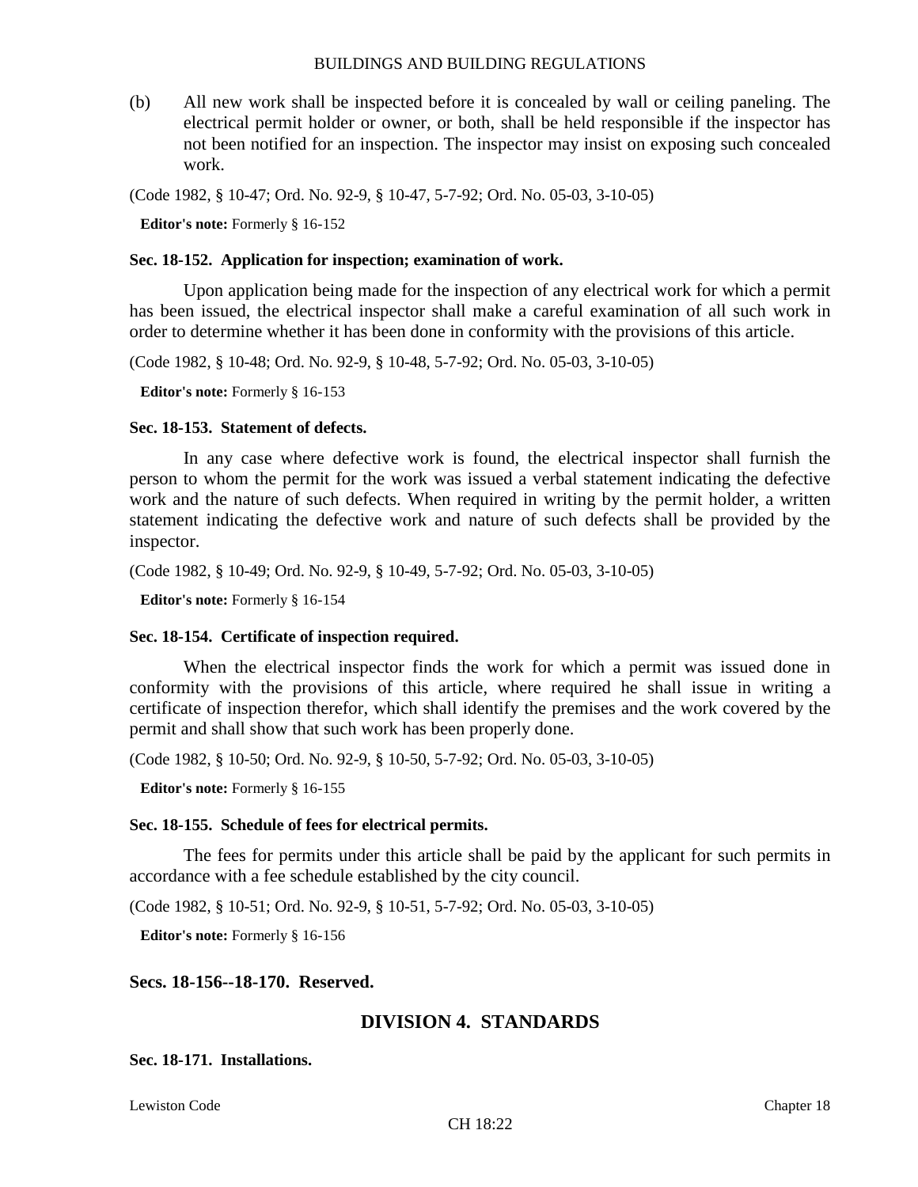(b) All new work shall be inspected before it is concealed by wall or ceiling paneling. The electrical permit holder or owner, or both, shall be held responsible if the inspector has not been notified for an inspection. The inspector may insist on exposing such concealed work.

(Code 1982, § 10-47; Ord. No. 92-9, § 10-47, 5-7-92; Ord. No. 05-03, 3-10-05)

**Editor's note:** Formerly § 16-152

**Sec. 18-152. Application for inspection; examination of work.**

Upon application being made for the inspection of any electrical work for which a permit has been issued, the electrical inspector shall make a careful examination of all such work in order to determine whether it has been done in conformity with the provisions of this article.

(Code 1982, § 10-48; Ord. No. 92-9, § 10-48, 5-7-92; Ord. No. 05-03, 3-10-05)

**Editor's note:** Formerly § 16-153

**Sec. 18-153. Statement of defects.**

In any case where defective work is found, the electrical inspector shall furnish the person to whom the permit for the work was issued a verbal statement indicating the defective work and the nature of such defects. When required in writing by the permit holder, a written statement indicating the defective work and nature of such defects shall be provided by the inspector.

(Code 1982, § 10-49; Ord. No. 92-9, § 10-49, 5-7-92; Ord. No. 05-03, 3-10-05)

**Editor's note:** Formerly § 16-154

**Sec. 18-154. Certificate of inspection required.**

When the electrical inspector finds the work for which a permit was issued done in conformity with the provisions of this article, where required he shall issue in writing a certificate of inspection therefor, which shall identify the premises and the work covered by the permit and shall show that such work has been properly done.

(Code 1982, § 10-50; Ord. No. 92-9, § 10-50, 5-7-92; Ord. No. 05-03, 3-10-05)

**Editor's note:** Formerly § 16-155

**Sec. 18-155. Schedule of fees for electrical permits.**

The fees for permits under this article shall be paid by the applicant for such permits in accordance with a fee schedule established by the city council.

(Code 1982, § 10-51; Ord. No. 92-9, § 10-51, 5-7-92; Ord. No. 05-03, 3-10-05)

**Editor's note:** Formerly § 16-156

**Secs. 18-156--18-170. Reserved.**

## DIVISION 4. STANDARDS

**Sec. 18-171. Installations.**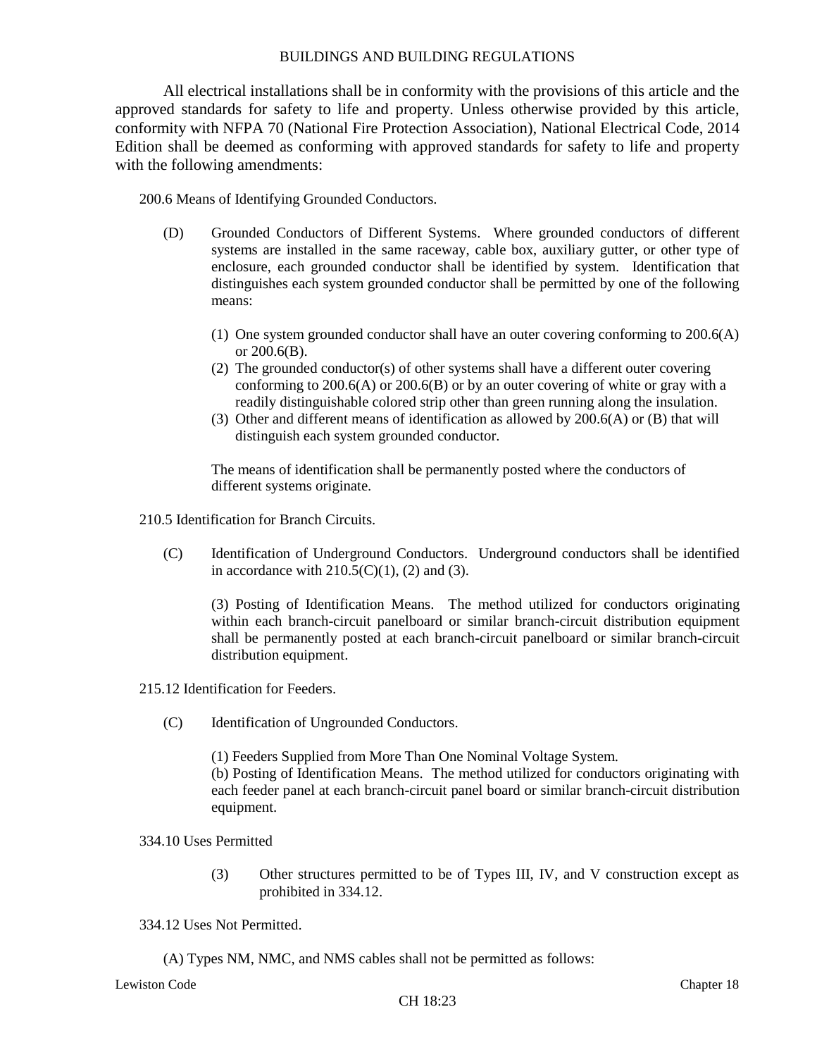All electrical installations shall be in conformity with the provisions of this article and the approved standards for safety to life and property. Unless otherwise provided by this article, conformity with NFPA 70 (National Fire Protection Association), National Electrical Code, 2014 Edition shall be deemed as conforming with approved standards for safety to life and property with the following amendments:

200.6 Means of Identifying Grounded Conductors.

(D) Grounded Conductors of Different Systems. Where grounded conductors of different systems are installed in the same raceway, cable box, auxiliary gutter, or other type of enclosure, each grounded conductor shall be identified by system. Identification that distinguishes each system grounded conductor shall be permitted by one of the following means:

(1) One system grounded conductor shall have an outer covering conforming to 200.6(A) or 200.6(B).
(2) The grounded conductor(s) of other systems shall have a different outer covering conforming to 200.6(A) or 200.6(B) or by an outer covering of white or gray with a readily distinguishable colored strip other than green running along the insulation.
(3) Other and different means of identification as allowed by 200.6(A) or (B) that will distinguish each system grounded conductor.

The means of identification shall be permanently posted where the conductors of different systems originate.

210.5 Identification for Branch Circuits.

(C) Identification of Underground Conductors. Underground conductors shall be identified in accordance with 210.5(C)(1), (2) and (3).

(3) Posting of Identification Means. The method utilized for conductors originating within each branch-circuit panelboard or similar branch-circuit distribution equipment shall be permanently posted at each branch-circuit panelboard or similar branch-circuit distribution equipment.

215.12 Identification for Feeders.

(C) Identification of Ungrounded Conductors.

(1) Feeders Supplied from More Than One Nominal Voltage System.
(b) Posting of Identification Means. The method utilized for conductors originating with each feeder panel at each branch-circuit panel board or similar branch-circuit distribution equipment.

334.10 Uses Permitted

(3) Other structures permitted to be of Types III, IV, and V construction except as prohibited in 334.12.

334.12 Uses Not Permitted.

(A) Types NM, NMC, and NMS cables shall not be permitted as follows: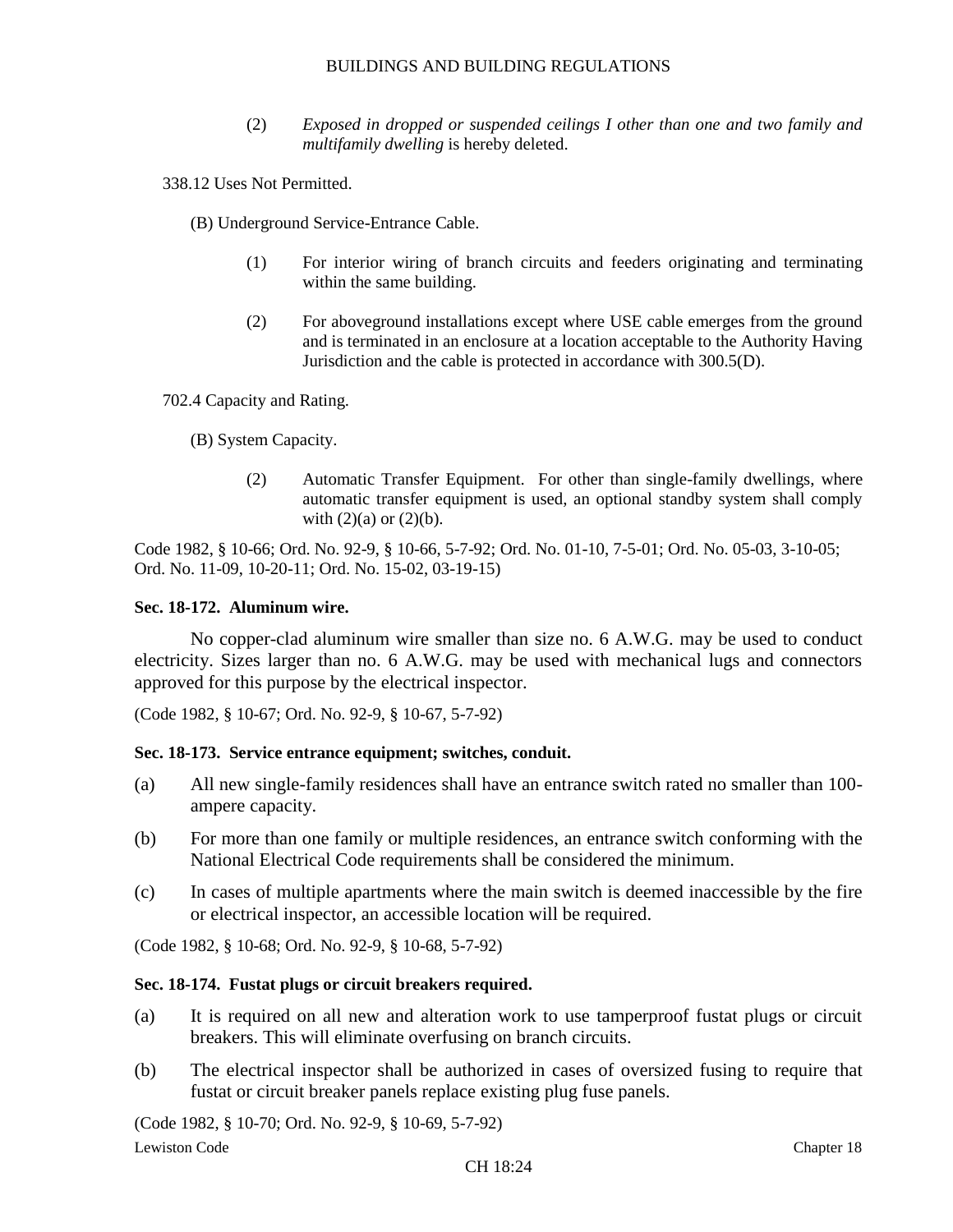(2) *Exposed in dropped or suspended ceilings I other than one and two family and multifamily dwelling* is hereby deleted.

338.12 Uses Not Permitted.

(B) Underground Service-Entrance Cable.

(1) For interior wiring of branch circuits and feeders originating and terminating within the same building.

(2) For aboveground installations except where USE cable emerges from the ground and is terminated in an enclosure at a location acceptable to the Authority Having Jurisdiction and the cable is protected in accordance with 300.5(D).

702.4 Capacity and Rating.

(B) System Capacity.

(2) Automatic Transfer Equipment. For other than single-family dwellings, where automatic transfer equipment is used, an optional standby system shall comply with (2)(a) or (2)(b).

Code 1982, § 10-66; Ord. No. 92-9, § 10-66, 5-7-92; Ord. No. 01-10, 7-5-01; Ord. No. 05-03, 3-10-05; Ord. No. 11-09, 10-20-11; Ord. No. 15-02, 03-19-15)

**Sec. 18-172. Aluminum wire.**

No copper-clad aluminum wire smaller than size no. 6 A.W.G. may be used to conduct electricity. Sizes larger than no. 6 A.W.G. may be used with mechanical lugs and connectors approved for this purpose by the electrical inspector.

(Code 1982, § 10-67; Ord. No. 92-9, § 10-67, 5-7-92)

**Sec. 18-173. Service entrance equipment; switches, conduit.**

(a) All new single-family residences shall have an entrance switch rated no smaller than 100-ampere capacity.

(b) For more than one family or multiple residences, an entrance switch conforming with the National Electrical Code requirements shall be considered the minimum.

(c) In cases of multiple apartments where the main switch is deemed inaccessible by the fire or electrical inspector, an accessible location will be required.

(Code 1982, § 10-68; Ord. No. 92-9, § 10-68, 5-7-92)

**Sec. 18-174. Fustat plugs or circuit breakers required.**

(a) It is required on all new and alteration work to use tamperproof fustat plugs or circuit breakers. This will eliminate overfusing on branch circuits.

(b) The electrical inspector shall be authorized in cases of oversized fusing to require that fustat or circuit breaker panels replace existing plug fuse panels.

(Code 1982, § 10-70; Ord. No. 92-9, § 10-69, 5-7-92)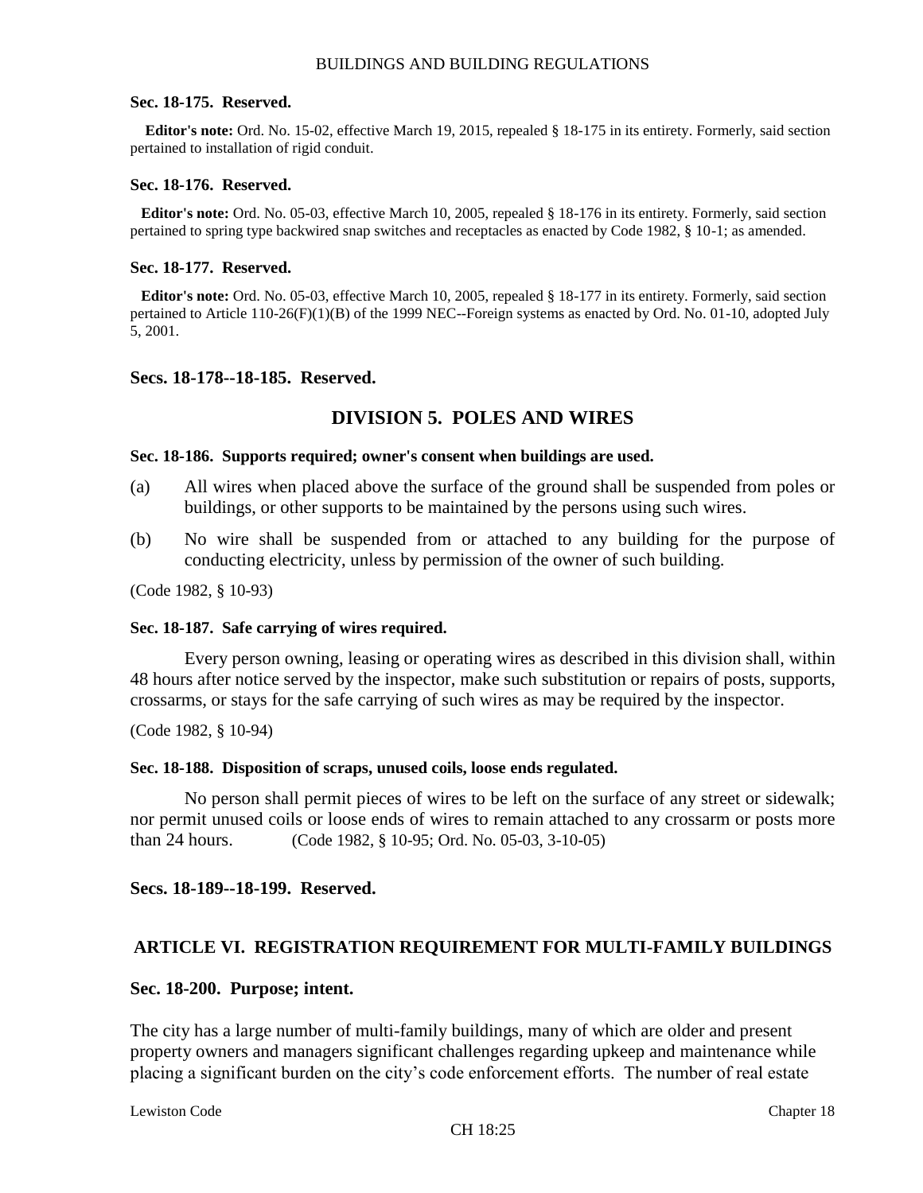**Sec. 18-175. Reserved.**

**Editor's note:** Ord. No. 15-02, effective March 19, 2015, repealed § 18-175 in its entirety. Formerly, said section pertained to installation of rigid conduit.

**Sec. 18-176. Reserved.**

**Editor's note:** Ord. No. 05-03, effective March 10, 2005, repealed § 18-176 in its entirety. Formerly, said section pertained to spring type backwired snap switches and receptacles as enacted by Code 1982, § 10-1; as amended.

**Sec. 18-177. Reserved.**

**Editor's note:** Ord. No. 05-03, effective March 10, 2005, repealed § 18-177 in its entirety. Formerly, said section pertained to Article 110-26(F)(1)(B) of the 1999 NEC--Foreign systems as enacted by Ord. No. 01-10, adopted July 5, 2001.

**Secs. 18-178--18-185. Reserved.**

## DIVISION 5. POLES AND WIRES

**Sec. 18-186. Supports required; owner's consent when buildings are used.**

(a) All wires when placed above the surface of the ground shall be suspended from poles or buildings, or other supports to be maintained by the persons using such wires.

(b) No wire shall be suspended from or attached to any building for the purpose of conducting electricity, unless by permission of the owner of such building.

(Code 1982, § 10-93)

**Sec. 18-187. Safe carrying of wires required.**

Every person owning, leasing or operating wires as described in this division shall, within 48 hours after notice served by the inspector, make such substitution or repairs of posts, supports, crossarms, or stays for the safe carrying of such wires as may be required by the inspector.

(Code 1982, § 10-94)

**Sec. 18-188. Disposition of scraps, unused coils, loose ends regulated.**

No person shall permit pieces of wires to be left on the surface of any street or sidewalk; nor permit unused coils or loose ends of wires to remain attached to any crossarm or posts more than 24 hours. (Code 1982, § 10-95; Ord. No. 05-03, 3-10-05)

**Secs. 18-189--18-199. Reserved.**

## ARTICLE VI. REGISTRATION REQUIREMENT FOR MULTI-FAMILY BUILDINGS

**Sec. 18-200. Purpose; intent.**

The city has a large number of multi-family buildings, many of which are older and present property owners and managers significant challenges regarding upkeep and maintenance while placing a significant burden on the city's code enforcement efforts. The number of real estate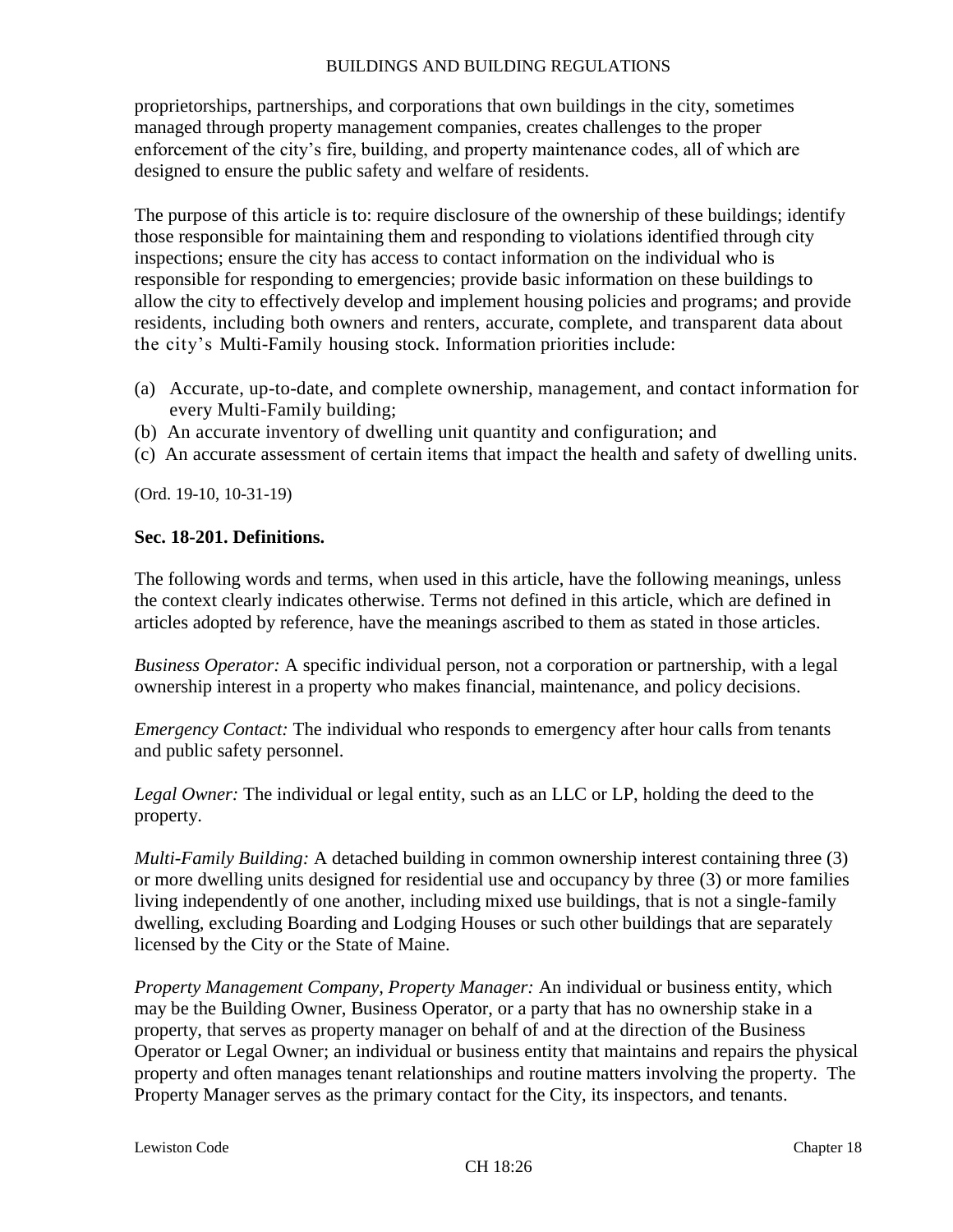proprietorships, partnerships, and corporations that own buildings in the city, sometimes managed through property management companies, creates challenges to the proper enforcement of the city's fire, building, and property maintenance codes, all of which are designed to ensure the public safety and welfare of residents.

The purpose of this article is to: require disclosure of the ownership of these buildings; identify those responsible for maintaining them and responding to violations identified through city inspections; ensure the city has access to contact information on the individual who is responsible for responding to emergencies; provide basic information on these buildings to allow the city to effectively develop and implement housing policies and programs; and provide residents, including both owners and renters, accurate, complete, and transparent data about the city's Multi-Family housing stock. Information priorities include:

(a) Accurate, up-to-date, and complete ownership, management, and contact information for every Multi-Family building;
(b) An accurate inventory of dwelling unit quantity and configuration; and
(c) An accurate assessment of certain items that impact the health and safety of dwelling units.

(Ord. 19-10, 10-31-19)

**Sec. 18-201. Definitions.**

The following words and terms, when used in this article, have the following meanings, unless the context clearly indicates otherwise. Terms not defined in this article, which are defined in articles adopted by reference, have the meanings ascribed to them as stated in those articles.

*Business Operator:* A specific individual person, not a corporation or partnership, with a legal ownership interest in a property who makes financial, maintenance, and policy decisions.

*Emergency Contact:* The individual who responds to emergency after hour calls from tenants and public safety personnel.

*Legal Owner:* The individual or legal entity, such as an LLC or LP, holding the deed to the property.

*Multi-Family Building:* A detached building in common ownership interest containing three (3) or more dwelling units designed for residential use and occupancy by three (3) or more families living independently of one another, including mixed use buildings, that is not a single-family dwelling, excluding Boarding and Lodging Houses or such other buildings that are separately licensed by the City or the State of Maine.

*Property Management Company, Property Manager:* An individual or business entity, which may be the Building Owner, Business Operator, or a party that has no ownership stake in a property, that serves as property manager on behalf of and at the direction of the Business Operator or Legal Owner; an individual or business entity that maintains and repairs the physical property and often manages tenant relationships and routine matters involving the property. The Property Manager serves as the primary contact for the City, its inspectors, and tenants.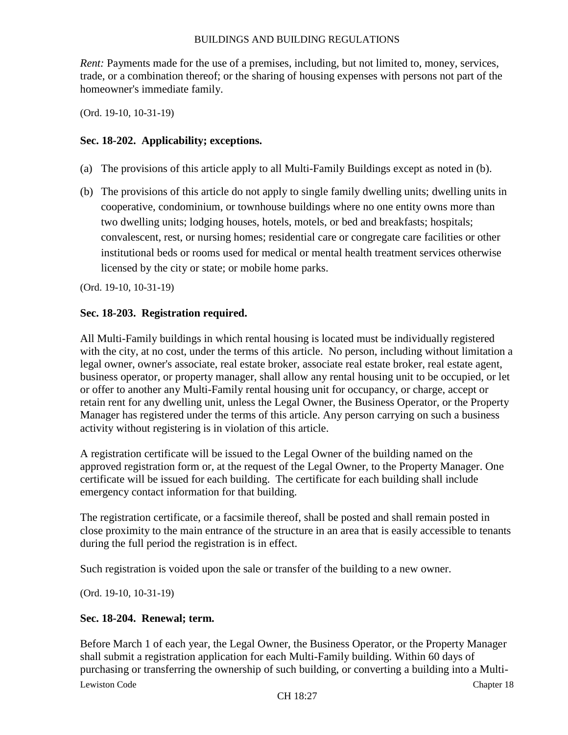*Rent:* Payments made for the use of a premises, including, but not limited to, money, services, trade, or a combination thereof; or the sharing of housing expenses with persons not part of the homeowner's immediate family.

(Ord. 19-10, 10-31-19)

### Sec. 18-202. Applicability; exceptions.

(a) The provisions of this article apply to all Multi-Family Buildings except as noted in (b).

(b) The provisions of this article do not apply to single family dwelling units; dwelling units in cooperative, condominium, or townhouse buildings where no one entity owns more than two dwelling units; lodging houses, hotels, motels, or bed and breakfasts; hospitals; convalescent, rest, or nursing homes; residential care or congregate care facilities or other institutional beds or rooms used for medical or mental health treatment services otherwise licensed by the city or state; or mobile home parks.

(Ord. 19-10, 10-31-19)

### Sec. 18-203. Registration required.

All Multi-Family buildings in which rental housing is located must be individually registered with the city, at no cost, under the terms of this article. No person, including without limitation a legal owner, owner's associate, real estate broker, associate real estate broker, real estate agent, business operator, or property manager, shall allow any rental housing unit to be occupied, or let or offer to another any Multi-Family rental housing unit for occupancy, or charge, accept or retain rent for any dwelling unit, unless the Legal Owner, the Business Operator, or the Property Manager has registered under the terms of this article. Any person carrying on such a business activity without registering is in violation of this article.

A registration certificate will be issued to the Legal Owner of the building named on the approved registration form or, at the request of the Legal Owner, to the Property Manager. One certificate will be issued for each building. The certificate for each building shall include emergency contact information for that building.

The registration certificate, or a facsimile thereof, shall be posted and shall remain posted in close proximity to the main entrance of the structure in an area that is easily accessible to tenants during the full period the registration is in effect.

Such registration is voided upon the sale or transfer of the building to a new owner.

(Ord. 19-10, 10-31-19)

### Sec. 18-204. Renewal; term.

Before March 1 of each year, the Legal Owner, the Business Operator, or the Property Manager shall submit a registration application for each Multi-Family building. Within 60 days of purchasing or transferring the ownership of such building, or converting a building into a Multi-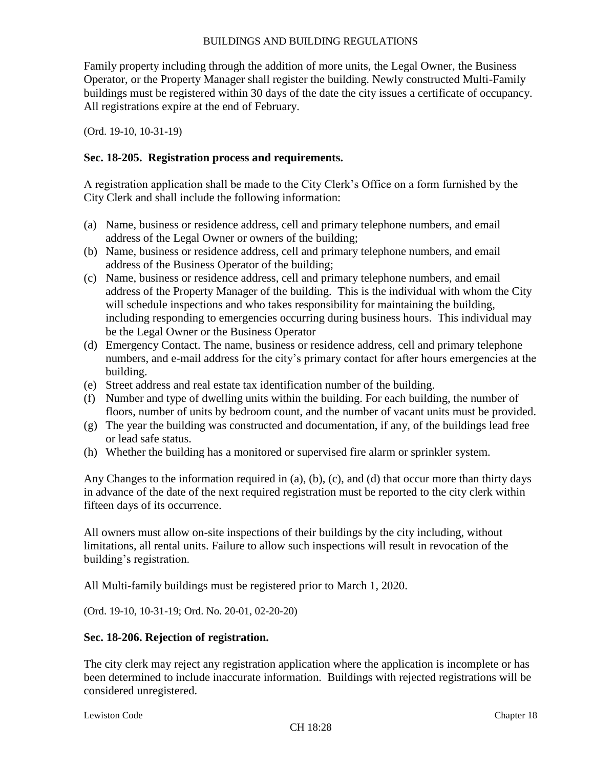Family property including through the addition of more units, the Legal Owner, the Business Operator, or the Property Manager shall register the building. Newly constructed Multi-Family buildings must be registered within 30 days of the date the city issues a certificate of occupancy. All registrations expire at the end of February.

(Ord. 19-10, 10-31-19)

### Sec. 18-205. Registration process and requirements.

A registration application shall be made to the City Clerk's Office on a form furnished by the City Clerk and shall include the following information:

(a) Name, business or residence address, cell and primary telephone numbers, and email address of the Legal Owner or owners of the building;
(b) Name, business or residence address, cell and primary telephone numbers, and email address of the Business Operator of the building;
(c) Name, business or residence address, cell and primary telephone numbers, and email address of the Property Manager of the building. This is the individual with whom the City will schedule inspections and who takes responsibility for maintaining the building, including responding to emergencies occurring during business hours. This individual may be the Legal Owner or the Business Operator
(d) Emergency Contact. The name, business or residence address, cell and primary telephone numbers, and e-mail address for the city's primary contact for after hours emergencies at the building.
(e) Street address and real estate tax identification number of the building.
(f) Number and type of dwelling units within the building. For each building, the number of floors, number of units by bedroom count, and the number of vacant units must be provided.
(g) The year the building was constructed and documentation, if any, of the buildings lead free or lead safe status.
(h) Whether the building has a monitored or supervised fire alarm or sprinkler system.

Any Changes to the information required in (a), (b), (c), and (d) that occur more than thirty days in advance of the date of the next required registration must be reported to the city clerk within fifteen days of its occurrence.

All owners must allow on-site inspections of their buildings by the city including, without limitations, all rental units. Failure to allow such inspections will result in revocation of the building's registration.

All Multi-family buildings must be registered prior to March 1, 2020.

(Ord. 19-10, 10-31-19; Ord. No. 20-01, 02-20-20)

### Sec. 18-206. Rejection of registration.

The city clerk may reject any registration application where the application is incomplete or has been determined to include inaccurate information. Buildings with rejected registrations will be considered unregistered.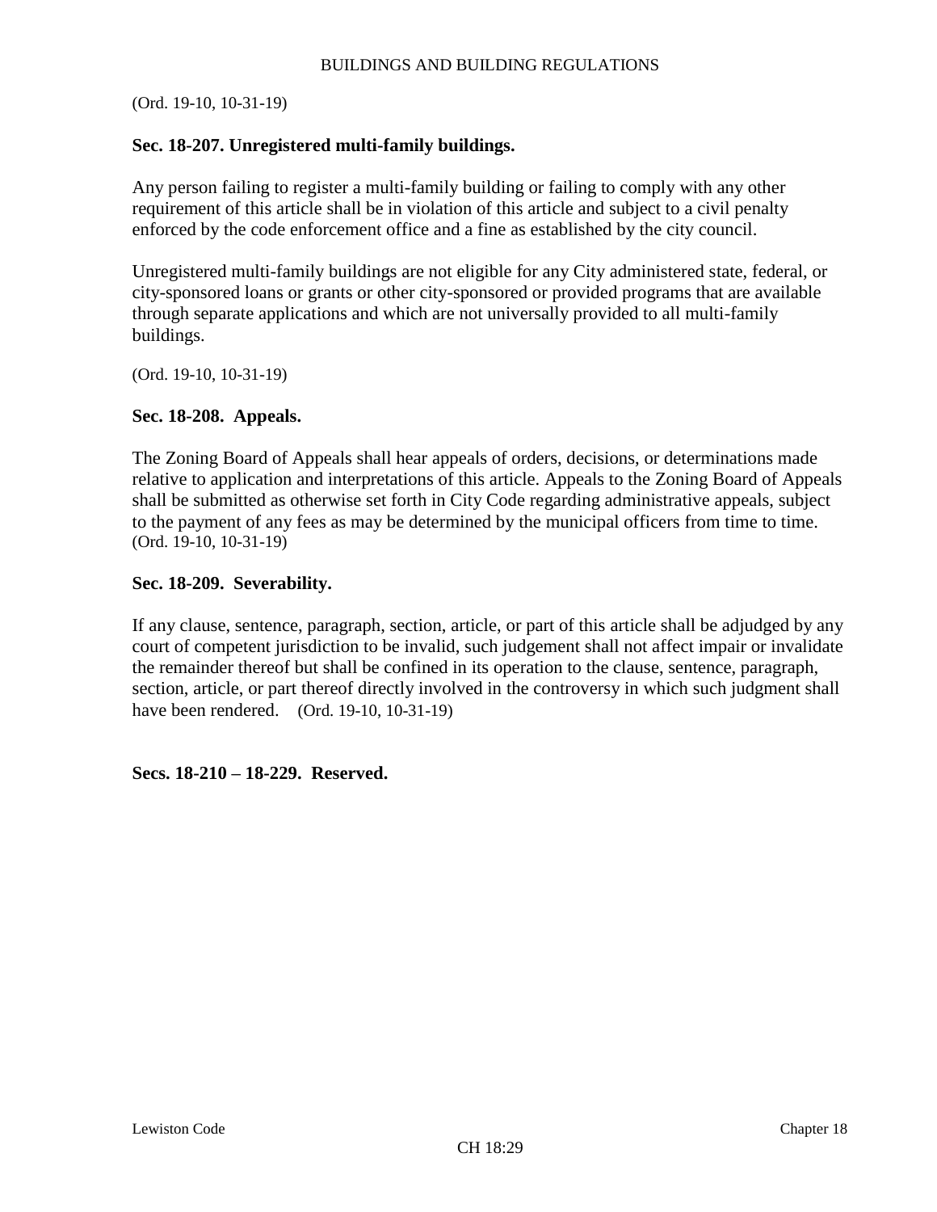(Ord. 19-10, 10-31-19)

### Sec. 18-207. Unregistered multi-family buildings.

Any person failing to register a multi-family building or failing to comply with any other requirement of this article shall be in violation of this article and subject to a civil penalty enforced by the code enforcement office and a fine as established by the city council.

Unregistered multi-family buildings are not eligible for any City administered state, federal, or city-sponsored loans or grants or other city-sponsored or provided programs that are available through separate applications and which are not universally provided to all multi-family buildings.

(Ord. 19-10, 10-31-19)

### Sec. 18-208. Appeals.

The Zoning Board of Appeals shall hear appeals of orders, decisions, or determinations made relative to application and interpretations of this article. Appeals to the Zoning Board of Appeals shall be submitted as otherwise set forth in City Code regarding administrative appeals, subject to the payment of any fees as may be determined by the municipal officers from time to time.
(Ord. 19-10, 10-31-19)

### Sec. 18-209. Severability.

If any clause, sentence, paragraph, section, article, or part of this article shall be adjudged by any court of competent jurisdiction to be invalid, such judgement shall not affect impair or invalidate the remainder thereof but shall be confined in its operation to the clause, sentence, paragraph, section, article, or part thereof directly involved in the controversy in which such judgment shall have been rendered. (Ord. 19-10, 10-31-19)

### Secs. 18-210 – 18-229. Reserved.